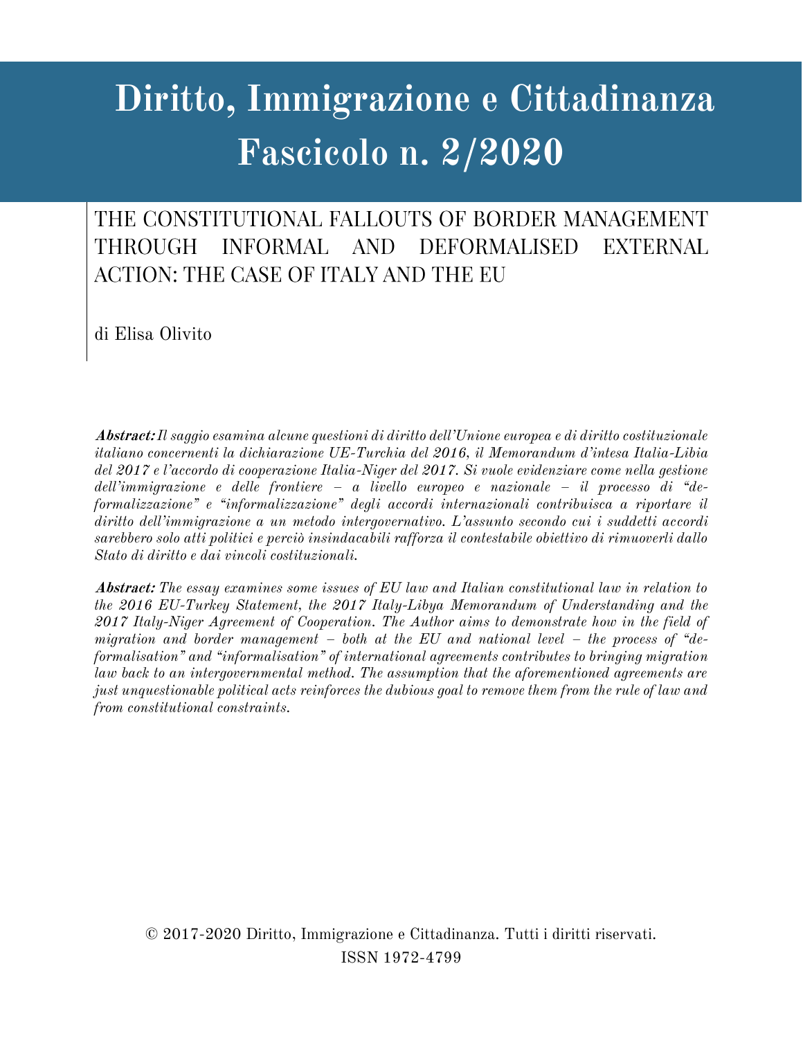# Diritto, Immigrazione e Cittadinanza
# Fascicolo n. 2/2020

## THE CONSTITUTIONAL FALLOUTS OF BORDER MANAGEMENT THROUGH INFORMAL AND DEFORMALISED EXTERNAL ACTION: THE CASE OF ITALY AND THE EU

di Elisa Olivito

***Abstract:*** *Il saggio esamina alcune questioni di diritto dell'Unione europea e di diritto costituzionale italiano concernenti la dichiarazione UE-Turchia del 2016, il Memorandum d'intesa Italia-Libia del 2017 e l'accordo di cooperazione Italia-Niger del 2017. Si vuole evidenziare come nella gestione dell'immigrazione e delle frontiere – a livello europeo e nazionale – il processo di "de-formalizzazione" e "informalizzazione" degli accordi internazionali contribuisca a riportare il diritto dell'immigrazione a un metodo intergovernativo. L'assunto secondo cui i suddetti accordi sarebbero solo atti politici e perciò insindacabili rafforza il contestabile obiettivo di rimuoverli dallo Stato di diritto e dai vincoli costituzionali.*

***Abstract:*** *The essay examines some issues of EU law and Italian constitutional law in relation to the 2016 EU-Turkey Statement, the 2017 Italy-Libya Memorandum of Understanding and the 2017 Italy-Niger Agreement of Cooperation. The Author aims to demonstrate how in the field of migration and border management – both at the EU and national level – the process of "de-formalisation" and "informalisation" of international agreements contributes to bringing migration law back to an intergovernmental method. The assumption that the aforementioned agreements are just unquestionable political acts reinforces the dubious goal to remove them from the rule of law and from constitutional constraints.*

© 2017-2020 Diritto, Immigrazione e Cittadinanza. Tutti i diritti riservati.
ISSN 1972-4799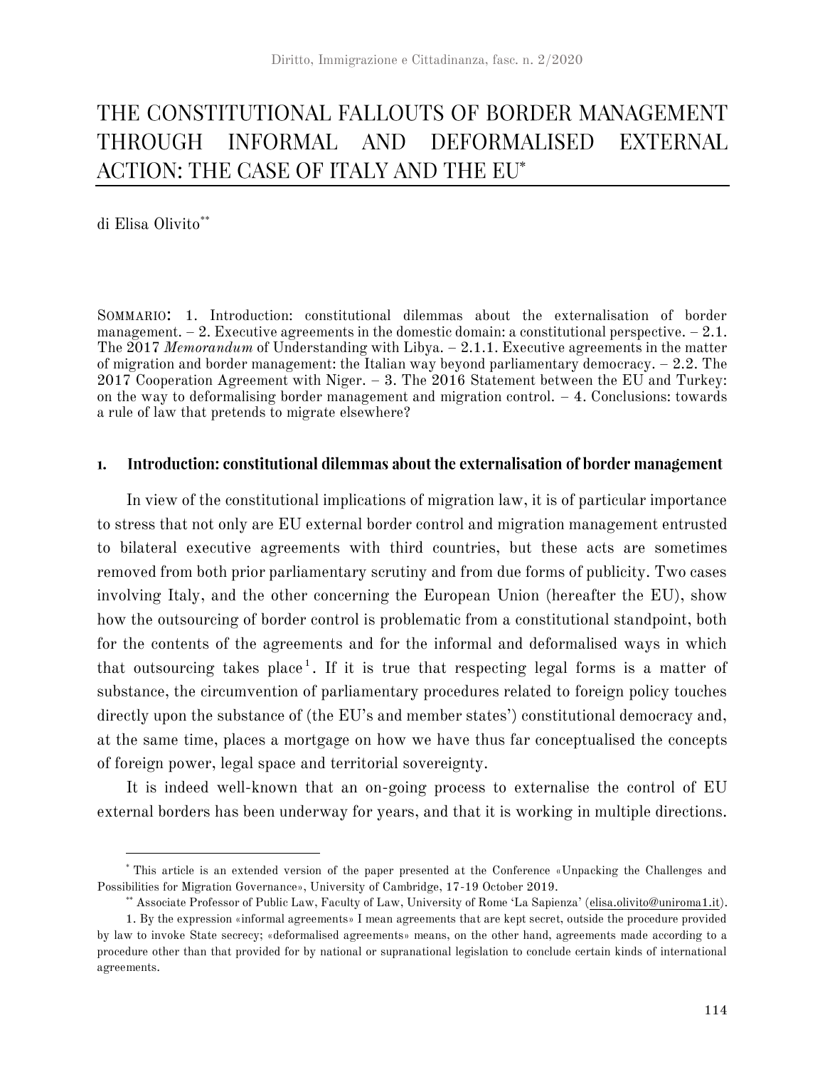# THE CONSTITUTIONAL FALLOUTS OF BORDER MANAGEMENT THROUGH INFORMAL AND DEFORMALISED EXTERNAL ACTION: THE CASE OF ITALY AND THE EU*

di Elisa Olivito**

SOMMARIO: 1. Introduction: constitutional dilemmas about the externalisation of border management. – 2. Executive agreements in the domestic domain: a constitutional perspective. – 2.1. The 2017 *Memorandum* of Understanding with Libya. – 2.1.1. Executive agreements in the matter of migration and border management: the Italian way beyond parliamentary democracy. – 2.2. The 2017 Cooperation Agreement with Niger. – 3. The 2016 Statement between the EU and Turkey: on the way to deformalising border management and migration control. – 4. Conclusions: towards a rule of law that pretends to migrate elsewhere?

## 1. Introduction: constitutional dilemmas about the externalisation of border management

In view of the constitutional implications of migration law, it is of particular importance to stress that not only are EU external border control and migration management entrusted to bilateral executive agreements with third countries, but these acts are sometimes removed from both prior parliamentary scrutiny and from due forms of publicity. Two cases involving Italy, and the other concerning the European Union (hereafter the EU), show how the outsourcing of border control is problematic from a constitutional standpoint, both for the contents of the agreements and for the informal and deformalised ways in which that outsourcing takes place[1]. If it is true that respecting legal forms is a matter of substance, the circumvention of parliamentary procedures related to foreign policy touches directly upon the substance of (the EU's and member states') constitutional democracy and, at the same time, places a mortgage on how we have thus far conceptualised the concepts of foreign power, legal space and territorial sovereignty.

It is indeed well-known that an on-going process to externalise the control of EU external borders has been underway for years, and that it is working in multiple directions.

---

\* This article is an extended version of the paper presented at the Conference «Unpacking the Challenges and Possibilities for Migration Governance», University of Cambridge, 17-19 October 2019.

\*\* Associate Professor of Public Law, Faculty of Law, University of Rome 'La Sapienza' (elisa.olivito@uniroma1.it).

1. By the expression «informal agreements» I mean agreements that are kept secret, outside the procedure provided by law to invoke State secrecy; «deformalised agreements» means, on the other hand, agreements made according to a procedure other than that provided for by national or supranational legislation to conclude certain kinds of international agreements.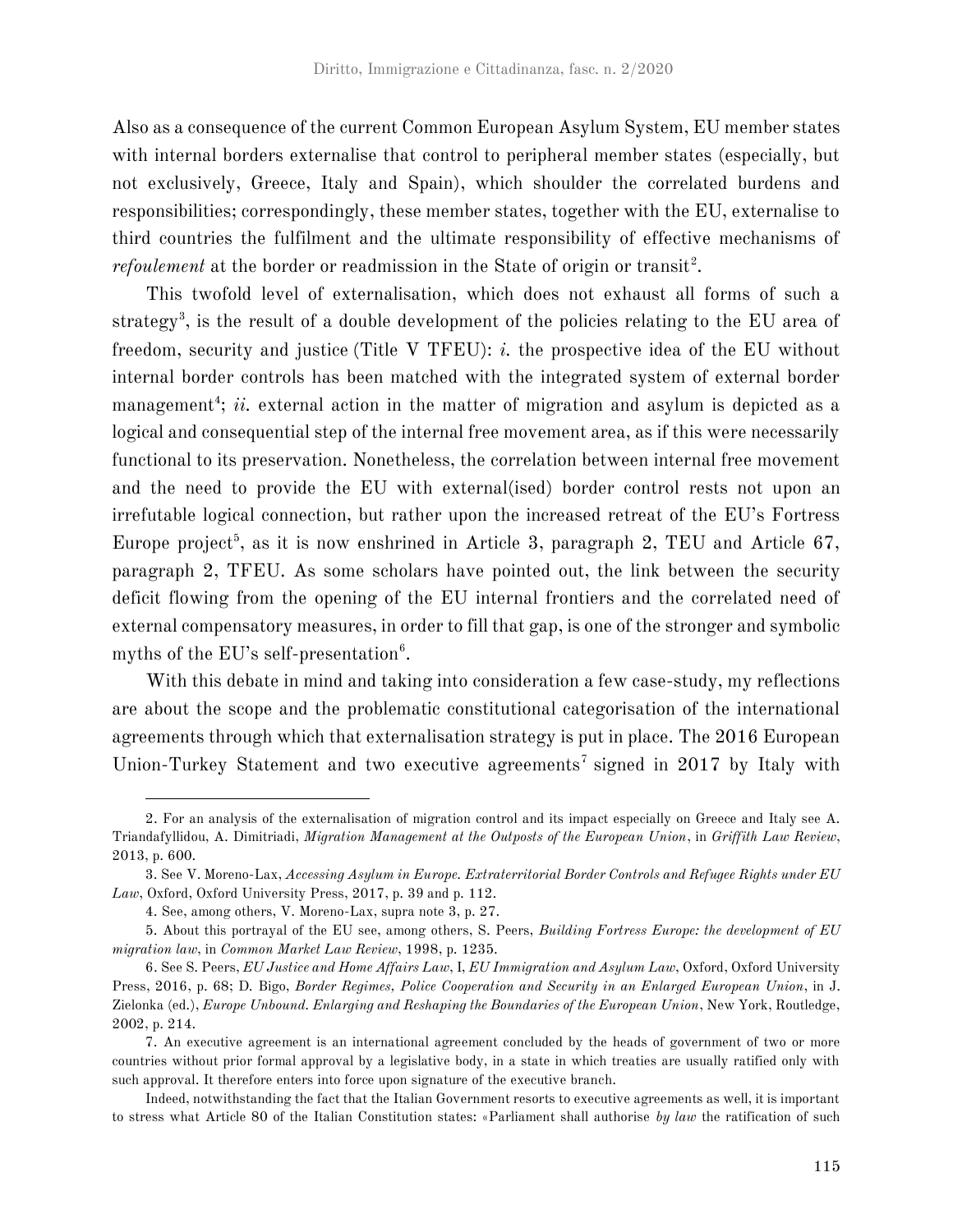Also as a consequence of the current Common European Asylum System, EU member states with internal borders externalise that control to peripheral member states (especially, but not exclusively, Greece, Italy and Spain), which shoulder the correlated burdens and responsibilities; correspondingly, these member states, together with the EU, externalise to third countries the fulfilment and the ultimate responsibility of effective mechanisms of *refoulement* at the border or readmission in the State of origin or transit[2].

This twofold level of externalisation, which does not exhaust all forms of such a strategy[3], is the result of a double development of the policies relating to the EU area of freedom, security and justice (Title V TFEU): *i.* the prospective idea of the EU without internal border controls has been matched with the integrated system of external border management[4]; *ii.* external action in the matter of migration and asylum is depicted as a logical and consequential step of the internal free movement area, as if this were necessarily functional to its preservation. Nonetheless, the correlation between internal free movement and the need to provide the EU with external(ised) border control rests not upon an irrefutable logical connection, but rather upon the increased retreat of the EU's Fortress Europe project[5], as it is now enshrined in Article 3, paragraph 2, TEU and Article 67, paragraph 2, TFEU. As some scholars have pointed out, the link between the security deficit flowing from the opening of the EU internal frontiers and the correlated need of external compensatory measures, in order to fill that gap, is one of the stronger and symbolic myths of the EU's self-presentation[6].

With this debate in mind and taking into consideration a few case-study, my reflections are about the scope and the problematic constitutional categorisation of the international agreements through which that externalisation strategy is put in place. The 2016 European Union-Turkey Statement and two executive agreements[7] signed in 2017 by Italy with

---

2. For an analysis of the externalisation of migration control and its impact especially on Greece and Italy see A. Triandafyllidou, A. Dimitriadi, *Migration Management at the Outposts of the European Union*, in *Griffith Law Review*, 2013, p. 600.

3. See V. Moreno-Lax, *Accessing Asylum in Europe. Extraterritorial Border Controls and Refugee Rights under EU Law*, Oxford, Oxford University Press, 2017, p. 39 and p. 112.

4. See, among others, V. Moreno-Lax, supra note 3, p. 27.

5. About this portrayal of the EU see, among others, S. Peers, *Building Fortress Europe: the development of EU migration law*, in *Common Market Law Review*, 1998, p. 1235.

6. See S. Peers, *EU Justice and Home Affairs Law*, I, *EU Immigration and Asylum Law*, Oxford, Oxford University Press, 2016, p. 68; D. Bigo, *Border Regimes, Police Cooperation and Security in an Enlarged European Union*, in J. Zielonka (ed.), *Europe Unbound. Enlarging and Reshaping the Boundaries of the European Union*, New York, Routledge, 2002, p. 214.

7. An executive agreement is an international agreement concluded by the heads of government of two or more countries without prior formal approval by a legislative body, in a state in which treaties are usually ratified only with such approval. It therefore enters into force upon signature of the executive branch.

Indeed, notwithstanding the fact that the Italian Government resorts to executive agreements as well, it is important to stress what Article 80 of the Italian Constitution states: «Parliament shall authorise *by law* the ratification of such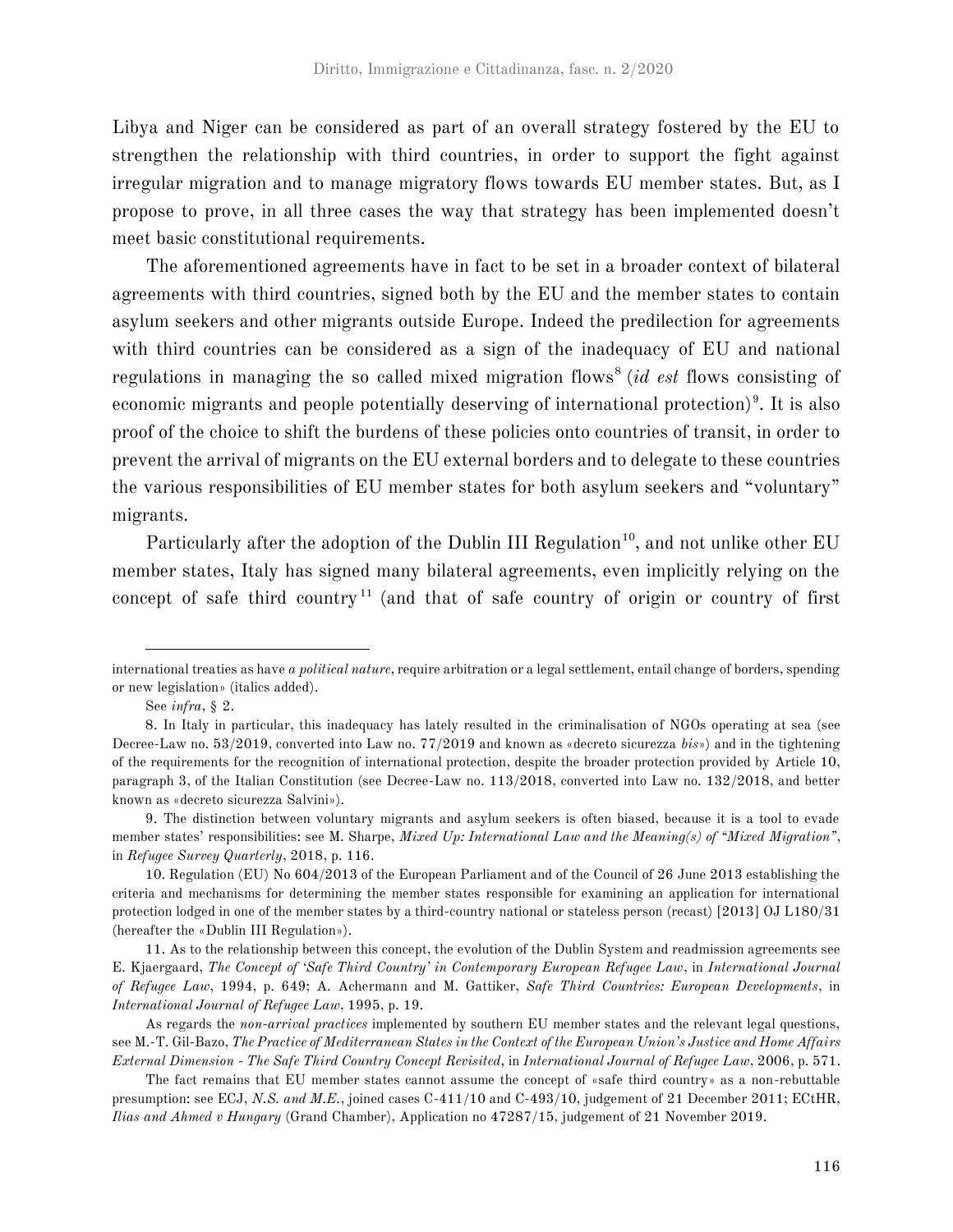Libya and Niger can be considered as part of an overall strategy fostered by the EU to strengthen the relationship with third countries, in order to support the fight against irregular migration and to manage migratory flows towards EU member states. But, as I propose to prove, in all three cases the way that strategy has been implemented doesn't meet basic constitutional requirements.

The aforementioned agreements have in fact to be set in a broader context of bilateral agreements with third countries, signed both by the EU and the member states to contain asylum seekers and other migrants outside Europe. Indeed the predilection for agreements with third countries can be considered as a sign of the inadequacy of EU and national regulations in managing the so called mixed migration flows[8] (*id est* flows consisting of economic migrants and people potentially deserving of international protection)[9]. It is also proof of the choice to shift the burdens of these policies onto countries of transit, in order to prevent the arrival of migrants on the EU external borders and to delegate to these countries the various responsibilities of EU member states for both asylum seekers and "voluntary" migrants.

Particularly after the adoption of the Dublin III Regulation[10], and not unlike other EU member states, Italy has signed many bilateral agreements, even implicitly relying on the concept of safe third country[11] (and that of safe country of origin or country of first

---

international treaties as have *a political nature*, require arbitration or a legal settlement, entail change of borders, spending or new legislation» (italics added).

See *infra*, § 2.

8. In Italy in particular, this inadequacy has lately resulted in the criminalisation of NGOs operating at sea (see Decree-Law no. 53/2019, converted into Law no. 77/2019 and known as «decreto sicurezza *bis*») and in the tightening of the requirements for the recognition of international protection, despite the broader protection provided by Article 10, paragraph 3, of the Italian Constitution (see Decree-Law no. 113/2018, converted into Law no. 132/2018, and better known as «decreto sicurezza Salvini»).

9. The distinction between voluntary migrants and asylum seekers is often biased, because it is a tool to evade member states' responsibilities: see M. Sharpe, *Mixed Up: International Law and the Meaning(s) of "Mixed Migration"*, in *Refugee Survey Quarterly*, 2018, p. 116.

10. Regulation (EU) No 604/2013 of the European Parliament and of the Council of 26 June 2013 establishing the criteria and mechanisms for determining the member states responsible for examining an application for international protection lodged in one of the member states by a third-country national or stateless person (recast) [2013] OJ L180/31 (hereafter the «Dublin III Regulation»).

11. As to the relationship between this concept, the evolution of the Dublin System and readmission agreements see E. Kjaergaard, *The Concept of 'Safe Third Country' in Contemporary European Refugee Law*, in *International Journal of Refugee Law*, 1994, p. 649; A. Achermann and M. Gattiker, *Safe Third Countries: European Developments*, in *International Journal of Refugee Law*, 1995, p. 19.

As regards the *non-arrival practices* implemented by southern EU member states and the relevant legal questions, see M.-T. Gil-Bazo, *The Practice of Mediterranean States in the Context of the European Union's Justice and Home Affairs External Dimension - The Safe Third Country Concept Revisited*, in *International Journal of Refugee Law*, 2006, p. 571.

The fact remains that EU member states cannot assume the concept of «safe third country» as a non-rebuttable presumption: see ECJ, *N.S. and M.E.*, joined cases C-411/10 and C-493/10, judgement of 21 December 2011; ECtHR, *Ilias and Ahmed v Hungary* (Grand Chamber), Application no 47287/15, judgement of 21 November 2019.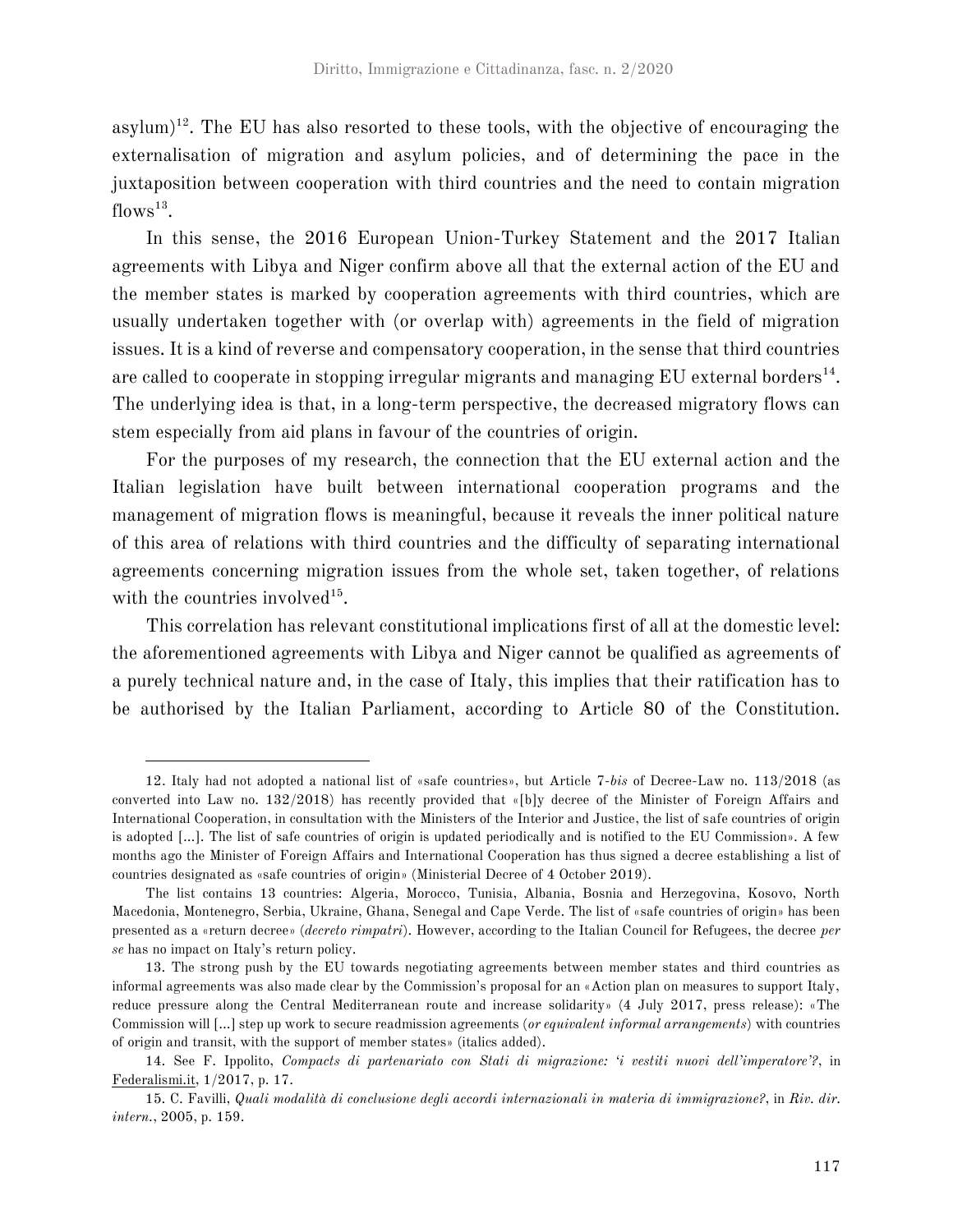asylum)[12]. The EU has also resorted to these tools, with the objective of encouraging the externalisation of migration and asylum policies, and of determining the pace in the juxtaposition between cooperation with third countries and the need to contain migration flows[13].

In this sense, the 2016 European Union-Turkey Statement and the 2017 Italian agreements with Libya and Niger confirm above all that the external action of the EU and the member states is marked by cooperation agreements with third countries, which are usually undertaken together with (or overlap with) agreements in the field of migration issues. It is a kind of reverse and compensatory cooperation, in the sense that third countries are called to cooperate in stopping irregular migrants and managing EU external borders[14]. The underlying idea is that, in a long-term perspective, the decreased migratory flows can stem especially from aid plans in favour of the countries of origin.

For the purposes of my research, the connection that the EU external action and the Italian legislation have built between international cooperation programs and the management of migration flows is meaningful, because it reveals the inner political nature of this area of relations with third countries and the difficulty of separating international agreements concerning migration issues from the whole set, taken together, of relations with the countries involved[15].

This correlation has relevant constitutional implications first of all at the domestic level: the aforementioned agreements with Libya and Niger cannot be qualified as agreements of a purely technical nature and, in the case of Italy, this implies that their ratification has to be authorised by the Italian Parliament, according to Article 80 of the Constitution.

---

12. Italy had not adopted a national list of «safe countries», but Article 7-*bis* of Decree-Law no. 113/2018 (as converted into Law no. 132/2018) has recently provided that «[b]y decree of the Minister of Foreign Affairs and International Cooperation, in consultation with the Ministers of the Interior and Justice, the list of safe countries of origin is adopted [...]. The list of safe countries of origin is updated periodically and is notified to the EU Commission». A few months ago the Minister of Foreign Affairs and International Cooperation has thus signed a decree establishing a list of countries designated as «safe countries of origin» (Ministerial Decree of 4 October 2019).

The list contains 13 countries: Algeria, Morocco, Tunisia, Albania, Bosnia and Herzegovina, Kosovo, North Macedonia, Montenegro, Serbia, Ukraine, Ghana, Senegal and Cape Verde. The list of «safe countries of origin» has been presented as a «return decree» (*decreto rimpatri*). However, according to the Italian Council for Refugees, the decree *per se* has no impact on Italy's return policy.

13. The strong push by the EU towards negotiating agreements between member states and third countries as informal agreements was also made clear by the Commission's proposal for an «Action plan on measures to support Italy, reduce pressure along the Central Mediterranean route and increase solidarity» (4 July 2017, press release): «The Commission will [...] step up work to secure readmission agreements (*or equivalent informal arrangements*) with countries of origin and transit, with the support of member states» (italics added).

14. See F. Ippolito, *Compacts di partenariato con Stati di migrazione: 'i vestiti nuovi dell'imperatore'?*, in Federalismi.it, 1/2017, p. 17.

15. C. Favilli, *Quali modalità di conclusione degli accordi internazionali in materia di immigrazione?*, in *Riv. dir. intern.*, 2005, p. 159.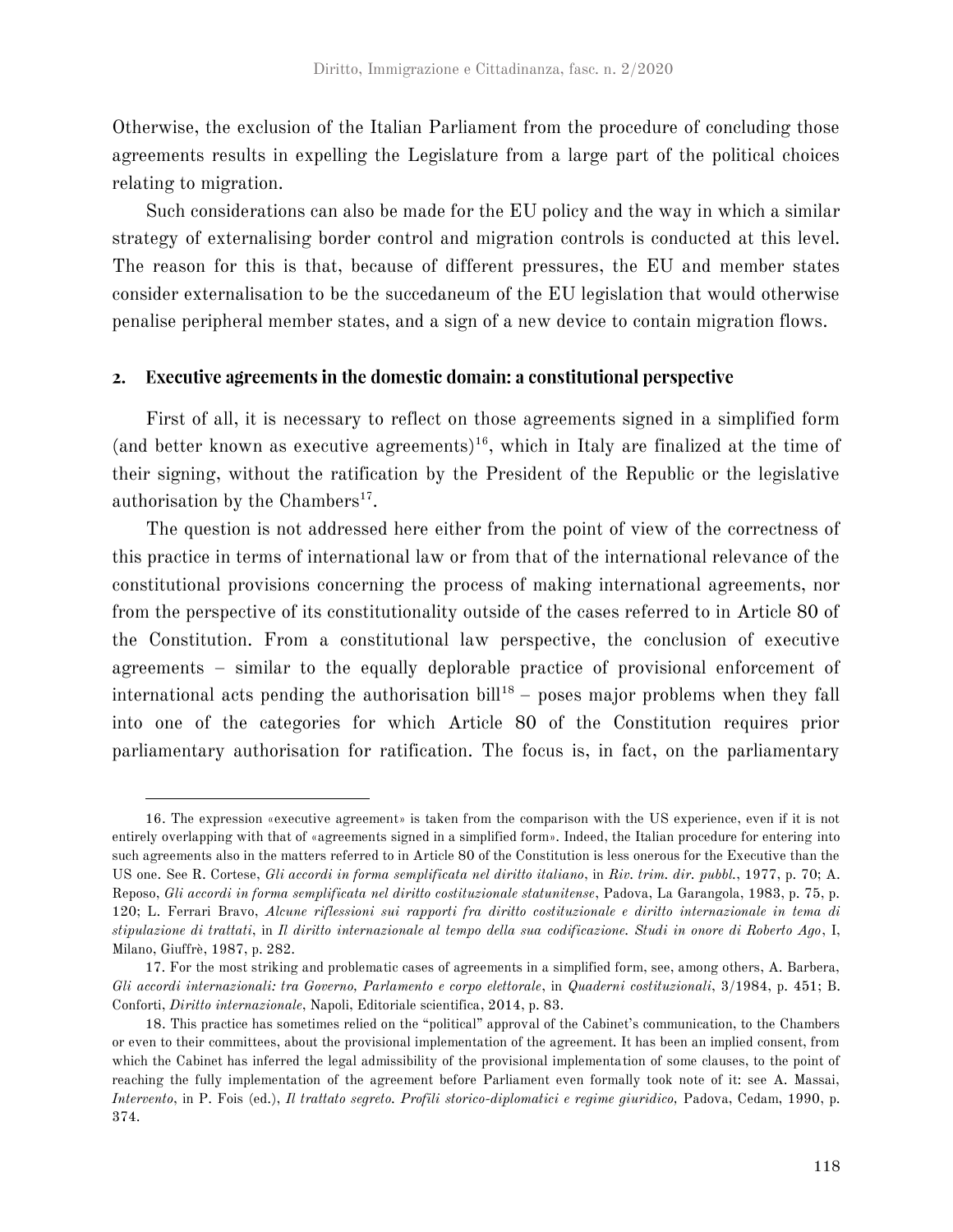Otherwise, the exclusion of the Italian Parliament from the procedure of concluding those agreements results in expelling the Legislature from a large part of the political choices relating to migration.

Such considerations can also be made for the EU policy and the way in which a similar strategy of externalising border control and migration controls is conducted at this level. The reason for this is that, because of different pressures, the EU and member states consider externalisation to be the succedaneum of the EU legislation that would otherwise penalise peripheral member states, and a sign of a new device to contain migration flows.

## 2. Executive agreements in the domestic domain: a constitutional perspective

First of all, it is necessary to reflect on those agreements signed in a simplified form (and better known as executive agreements)[16], which in Italy are finalized at the time of their signing, without the ratification by the President of the Republic or the legislative authorisation by the Chambers[17].

The question is not addressed here either from the point of view of the correctness of this practice in terms of international law or from that of the international relevance of the constitutional provisions concerning the process of making international agreements, nor from the perspective of its constitutionality outside of the cases referred to in Article 80 of the Constitution. From a constitutional law perspective, the conclusion of executive agreements – similar to the equally deplorable practice of provisional enforcement of international acts pending the authorisation bill[18] – poses major problems when they fall into one of the categories for which Article 80 of the Constitution requires prior parliamentary authorisation for ratification. The focus is, in fact, on the parliamentary

---

16. The expression «executive agreement» is taken from the comparison with the US experience, even if it is not entirely overlapping with that of «agreements signed in a simplified form». Indeed, the Italian procedure for entering into such agreements also in the matters referred to in Article 80 of the Constitution is less onerous for the Executive than the US one. See R. Cortese, *Gli accordi in forma semplificata nel diritto italiano*, in *Riv. trim. dir. pubbl.*, 1977, p. 70; A. Reposo, *Gli accordi in forma semplificata nel diritto costituzionale statunitense*, Padova, La Garangola, 1983, p. 75, p. 120; L. Ferrari Bravo, *Alcune riflessioni sui rapporti fra diritto costituzionale e diritto internazionale in tema di stipulazione di trattati*, in *Il diritto internazionale al tempo della sua codificazione. Studi in onore di Roberto Ago*, I, Milano, Giuffrè, 1987, p. 282.

17. For the most striking and problematic cases of agreements in a simplified form, see, among others, A. Barbera, *Gli accordi internazionali: tra Governo, Parlamento e corpo elettorale*, in *Quaderni costituzionali*, 3/1984, p. 451; B. Conforti, *Diritto internazionale*, Napoli, Editoriale scientifica, 2014, p. 83.

18. This practice has sometimes relied on the "political" approval of the Cabinet's communication, to the Chambers or even to their committees, about the provisional implementation of the agreement. It has been an implied consent, from which the Cabinet has inferred the legal admissibility of the provisional implementation of some clauses, to the point of reaching the fully implementation of the agreement before Parliament even formally took note of it: see A. Massai, *Intervento*, in P. Fois (ed.), *Il trattato segreto. Profili storico-diplomatici e regime giuridico,* Padova, Cedam, 1990, p. 374.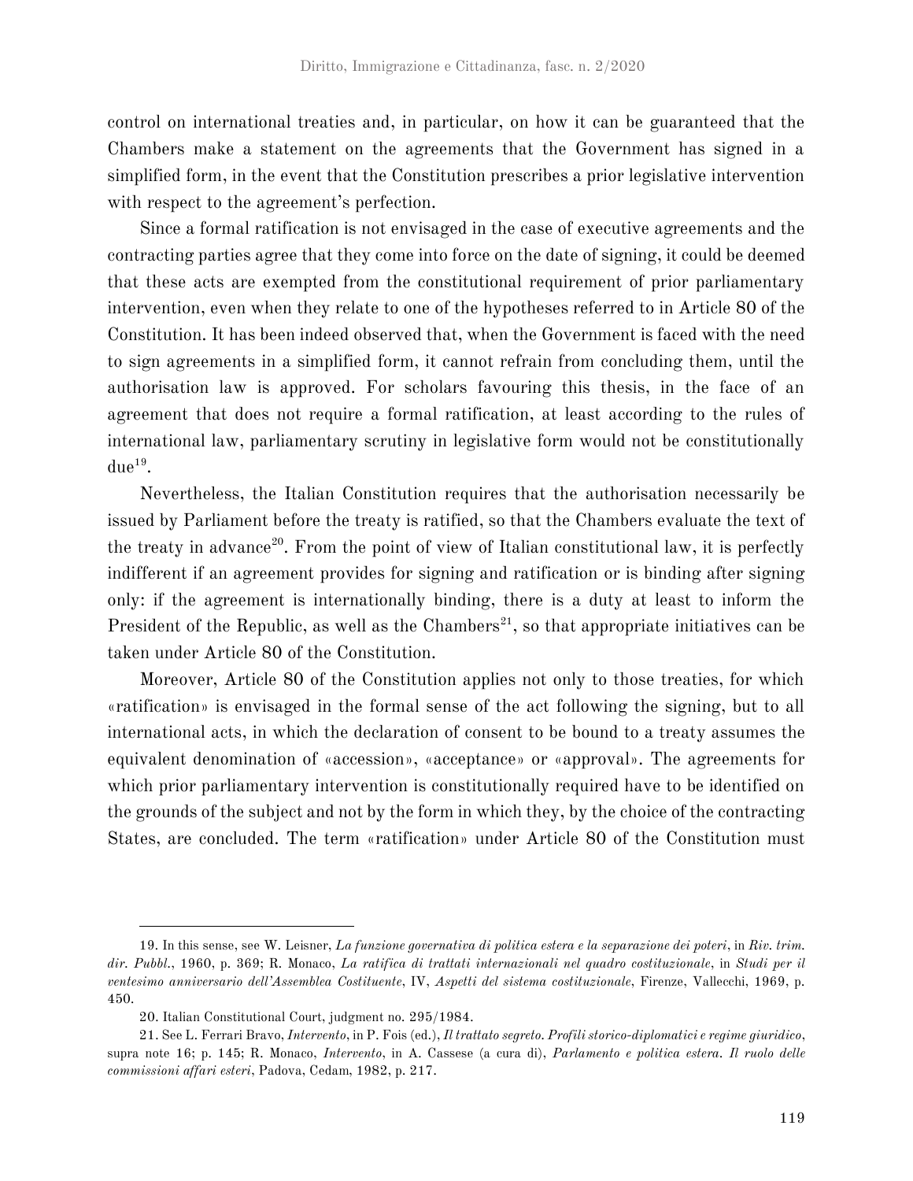control on international treaties and, in particular, on how it can be guaranteed that the Chambers make a statement on the agreements that the Government has signed in a simplified form, in the event that the Constitution prescribes a prior legislative intervention with respect to the agreement's perfection.

Since a formal ratification is not envisaged in the case of executive agreements and the contracting parties agree that they come into force on the date of signing, it could be deemed that these acts are exempted from the constitutional requirement of prior parliamentary intervention, even when they relate to one of the hypotheses referred to in Article 80 of the Constitution. It has been indeed observed that, when the Government is faced with the need to sign agreements in a simplified form, it cannot refrain from concluding them, until the authorisation law is approved. For scholars favouring this thesis, in the face of an agreement that does not require a formal ratification, at least according to the rules of international law, parliamentary scrutiny in legislative form would not be constitutionally due[19].

Nevertheless, the Italian Constitution requires that the authorisation necessarily be issued by Parliament before the treaty is ratified, so that the Chambers evaluate the text of the treaty in advance[20]. From the point of view of Italian constitutional law, it is perfectly indifferent if an agreement provides for signing and ratification or is binding after signing only: if the agreement is internationally binding, there is a duty at least to inform the President of the Republic, as well as the Chambers[21], so that appropriate initiatives can be taken under Article 80 of the Constitution.

Moreover, Article 80 of the Constitution applies not only to those treaties, for which «ratification» is envisaged in the formal sense of the act following the signing, but to all international acts, in which the declaration of consent to be bound to a treaty assumes the equivalent denomination of «accession», «acceptance» or «approval». The agreements for which prior parliamentary intervention is constitutionally required have to be identified on the grounds of the subject and not by the form in which they, by the choice of the contracting States, are concluded. The term «ratification» under Article 80 of the Constitution must

---

19. In this sense, see W. Leisner, *La funzione governativa di politica estera e la separazione dei poteri*, in *Riv. trim. dir. Pubbl.*, 1960, p. 369; R. Monaco, *La ratifica di trattati internazionali nel quadro costituzionale*, in *Studi per il ventesimo anniversario dell'Assemblea Costituente*, IV, *Aspetti del sistema costituzionale*, Firenze, Vallecchi, 1969, p. 450.

20. Italian Constitutional Court, judgment no. 295/1984.

21. See L. Ferrari Bravo, *Intervento*, in P. Fois (ed.), *Il trattato segreto. Profili storico-diplomatici e regime giuridico*, supra note 16; p. 145; R. Monaco, *Intervento*, in A. Cassese (a cura di), *Parlamento e politica estera. Il ruolo delle commissioni affari esteri*, Padova, Cedam, 1982, p. 217.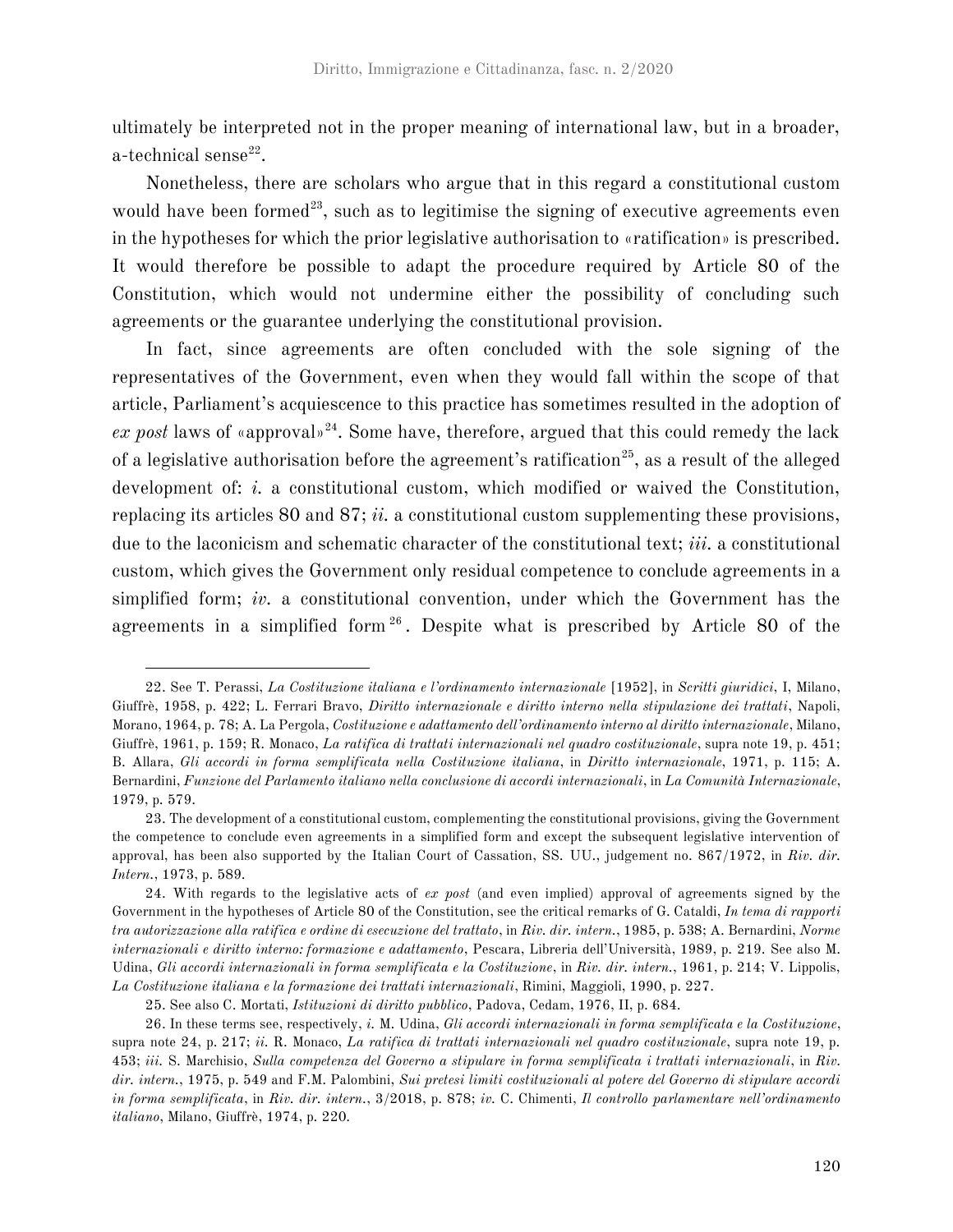ultimately be interpreted not in the proper meaning of international law, but in a broader, a-technical sense[22].

Nonetheless, there are scholars who argue that in this regard a constitutional custom would have been formed[23], such as to legitimise the signing of executive agreements even in the hypotheses for which the prior legislative authorisation to «ratification» is prescribed. It would therefore be possible to adapt the procedure required by Article 80 of the Constitution, which would not undermine either the possibility of concluding such agreements or the guarantee underlying the constitutional provision.

In fact, since agreements are often concluded with the sole signing of the representatives of the Government, even when they would fall within the scope of that article, Parliament's acquiescence to this practice has sometimes resulted in the adoption of *ex post* laws of «approval»[24]. Some have, therefore, argued that this could remedy the lack of a legislative authorisation before the agreement's ratification[25], as a result of the alleged development of: *i.* a constitutional custom, which modified or waived the Constitution, replacing its articles 80 and 87; *ii.* a constitutional custom supplementing these provisions, due to the laconicism and schematic character of the constitutional text; *iii.* a constitutional custom, which gives the Government only residual competence to conclude agreements in a simplified form; *iv.* a constitutional convention, under which the Government has the agreements in a simplified form[26]. Despite what is prescribed by Article 80 of the

---

22. See T. Perassi, *La Costituzione italiana e l'ordinamento internazionale* [1952], in *Scritti giuridici*, I, Milano, Giuffrè, 1958, p. 422; L. Ferrari Bravo, *Diritto internazionale e diritto interno nella stipulazione dei trattati*, Napoli, Morano, 1964, p. 78; A. La Pergola, *Costituzione e adattamento dell'ordinamento interno al diritto internazionale*, Milano, Giuffrè, 1961, p. 159; R. Monaco, *La ratifica di trattati internazionali nel quadro costituzionale*, supra note 19, p. 451; B. Allara, *Gli accordi in forma semplificata nella Costituzione italiana*, in *Diritto internazionale*, 1971, p. 115; A. Bernardini, *Funzione del Parlamento italiano nella conclusione di accordi internazionali*, in *La Comunità Internazionale*, 1979, p. 579.

23. The development of a constitutional custom, complementing the constitutional provisions, giving the Government the competence to conclude even agreements in a simplified form and except the subsequent legislative intervention of approval, has been also supported by the Italian Court of Cassation, SS. UU., judgement no. 867/1972, in *Riv. dir. Intern.*, 1973, p. 589.

24. With regards to the legislative acts of *ex post* (and even implied) approval of agreements signed by the Government in the hypotheses of Article 80 of the Constitution, see the critical remarks of G. Cataldi, *In tema di rapporti tra autorizzazione alla ratifica e ordine di esecuzione del trattato*, in *Riv. dir. intern.*, 1985, p. 538; A. Bernardini, *Norme internazionali e diritto interno: formazione e adattamento*, Pescara, Libreria dell'Università, 1989, p. 219. See also M. Udina, *Gli accordi internazionali in forma semplificata e la Costituzione*, in *Riv. dir. intern.*, 1961, p. 214; V. Lippolis, *La Costituzione italiana e la formazione dei trattati internazionali*, Rimini, Maggioli, 1990, p. 227.

25. See also C. Mortati, *Istituzioni di diritto pubblico*, Padova, Cedam, 1976, II, p. 684.

26. In these terms see, respectively, *i.* M. Udina, *Gli accordi internazionali in forma semplificata e la Costituzione*, supra note 24, p. 217; *ii.* R. Monaco, *La ratifica di trattati internazionali nel quadro costituzionale*, supra note 19, p. 453; *iii.* S. Marchisio, *Sulla competenza del Governo a stipulare in forma semplificata i trattati internazionali*, in *Riv. dir. intern.*, 1975, p. 549 and F.M. Palombini, *Sui pretesi limiti costituzionali al potere del Governo di stipulare accordi in forma semplificata*, in *Riv. dir. intern.*, 3/2018, p. 878; *iv.* C. Chimenti, *Il controllo parlamentare nell'ordinamento italiano*, Milano, Giuffrè, 1974, p. 220.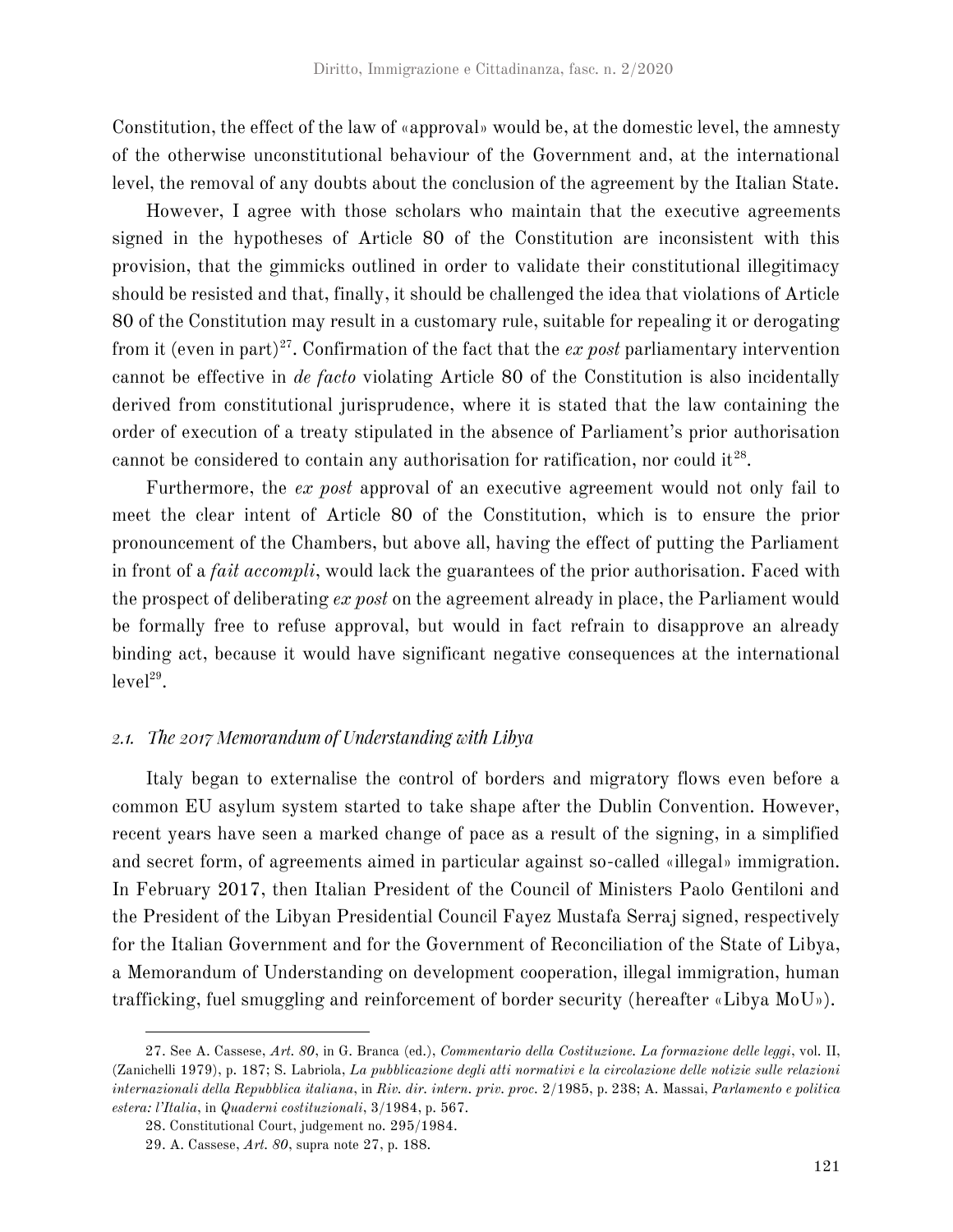Constitution, the effect of the law of «approval» would be, at the domestic level, the amnesty of the otherwise unconstitutional behaviour of the Government and, at the international level, the removal of any doubts about the conclusion of the agreement by the Italian State.

However, I agree with those scholars who maintain that the executive agreements signed in the hypotheses of Article 80 of the Constitution are inconsistent with this provision, that the gimmicks outlined in order to validate their constitutional illegitimacy should be resisted and that, finally, it should be challenged the idea that violations of Article 80 of the Constitution may result in a customary rule, suitable for repealing it or derogating from it (even in part)[27]. Confirmation of the fact that the *ex post* parliamentary intervention cannot be effective in *de facto* violating Article 80 of the Constitution is also incidentally derived from constitutional jurisprudence, where it is stated that the law containing the order of execution of a treaty stipulated in the absence of Parliament's prior authorisation cannot be considered to contain any authorisation for ratification, nor could it[28].

Furthermore, the *ex post* approval of an executive agreement would not only fail to meet the clear intent of Article 80 of the Constitution, which is to ensure the prior pronouncement of the Chambers, but above all, having the effect of putting the Parliament in front of a *fait accompli*, would lack the guarantees of the prior authorisation. Faced with the prospect of deliberating *ex post* on the agreement already in place, the Parliament would be formally free to refuse approval, but would in fact refrain to disapprove an already binding act, because it would have significant negative consequences at the international level[29].

### *2.1. The 2017 Memorandum of Understanding with Libya*

Italy began to externalise the control of borders and migratory flows even before a common EU asylum system started to take shape after the Dublin Convention. However, recent years have seen a marked change of pace as a result of the signing, in a simplified and secret form, of agreements aimed in particular against so-called «illegal» immigration. In February 2017, then Italian President of the Council of Ministers Paolo Gentiloni and the President of the Libyan Presidential Council Fayez Mustafa Serraj signed, respectively for the Italian Government and for the Government of Reconciliation of the State of Libya, a Memorandum of Understanding on development cooperation, illegal immigration, human trafficking, fuel smuggling and reinforcement of border security (hereafter «Libya MoU»).

---

27. See A. Cassese, *Art. 80*, in G. Branca (ed.), *Commentario della Costituzione. La formazione delle leggi*, vol. II, (Zanichelli 1979), p. 187; S. Labriola, *La pubblicazione degli atti normativi e la circolazione delle notizie sulle relazioni internazionali della Repubblica italiana*, in *Riv. dir. intern. priv. proc.* 2/1985, p. 238; A. Massai, *Parlamento e politica estera: l'Italia*, in *Quaderni costituzionali*, 3/1984, p. 567.

28. Constitutional Court, judgement no. 295/1984.

29. A. Cassese, *Art. 80*, supra note 27, p. 188.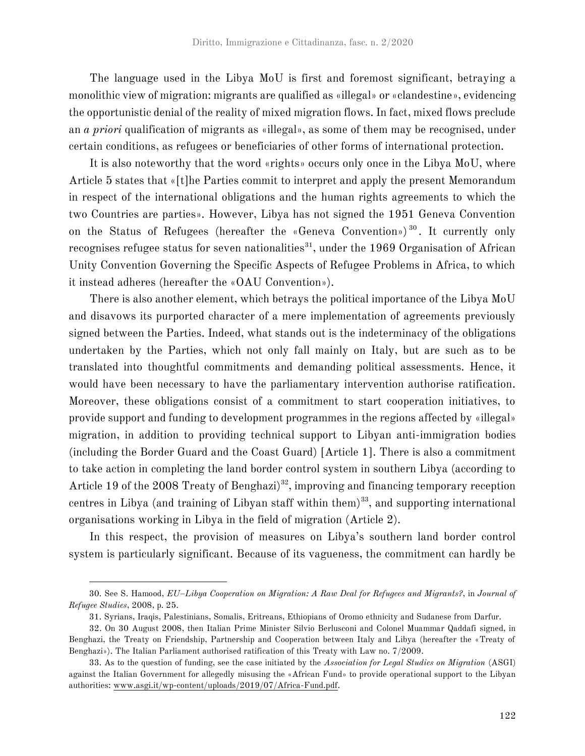The language used in the Libya MoU is first and foremost significant, betraying a monolithic view of migration: migrants are qualified as «illegal» or «clandestine», evidencing the opportunistic denial of the reality of mixed migration flows. In fact, mixed flows preclude an *a priori* qualification of migrants as «illegal», as some of them may be recognised, under certain conditions, as refugees or beneficiaries of other forms of international protection.

It is also noteworthy that the word «rights» occurs only once in the Libya MoU, where Article 5 states that «[t]he Parties commit to interpret and apply the present Memorandum in respect of the international obligations and the human rights agreements to which the two Countries are parties». However, Libya has not signed the 1951 Geneva Convention on the Status of Refugees (hereafter the «Geneva Convention»)[30]. It currently only recognises refugee status for seven nationalities[31], under the 1969 Organisation of African Unity Convention Governing the Specific Aspects of Refugee Problems in Africa, to which it instead adheres (hereafter the «OAU Convention»).

There is also another element, which betrays the political importance of the Libya MoU and disavows its purported character of a mere implementation of agreements previously signed between the Parties. Indeed, what stands out is the indeterminacy of the obligations undertaken by the Parties, which not only fall mainly on Italy, but are such as to be translated into thoughtful commitments and demanding political assessments. Hence, it would have been necessary to have the parliamentary intervention authorise ratification. Moreover, these obligations consist of a commitment to start cooperation initiatives, to provide support and funding to development programmes in the regions affected by «illegal» migration, in addition to providing technical support to Libyan anti-immigration bodies (including the Border Guard and the Coast Guard) [Article 1]. There is also a commitment to take action in completing the land border control system in southern Libya (according to Article 19 of the 2008 Treaty of Benghazi)[32], improving and financing temporary reception centres in Libya (and training of Libyan staff within them)[33], and supporting international organisations working in Libya in the field of migration (Article 2).

In this respect, the provision of measures on Libya's southern land border control system is particularly significant. Because of its vagueness, the commitment can hardly be

---

30. See S. Hamood, *EU–Libya Cooperation on Migration: A Raw Deal for Refugees and Migrants?*, in *Journal of Refugee Studies*, 2008, p. 25.

31. Syrians, Iraqis, Palestinians, Somalis, Eritreans, Ethiopians of Oromo ethnicity and Sudanese from Darfur.

32. On 30 August 2008, then Italian Prime Minister Silvio Berlusconi and Colonel Muammar Qaddafi signed, in Benghazi, the Treaty on Friendship, Partnership and Cooperation between Italy and Libya (hereafter the «Treaty of Benghazi»). The Italian Parliament authorised ratification of this Treaty with Law no. 7/2009.

33. As to the question of funding, see the case initiated by the *Association for Legal Studies on Migration* (ASGI) against the Italian Government for allegedly misusing the «African Fund» to provide operational support to the Libyan authorities: www.asgi.it/wp-content/uploads/2019/07/Africa-Fund.pdf.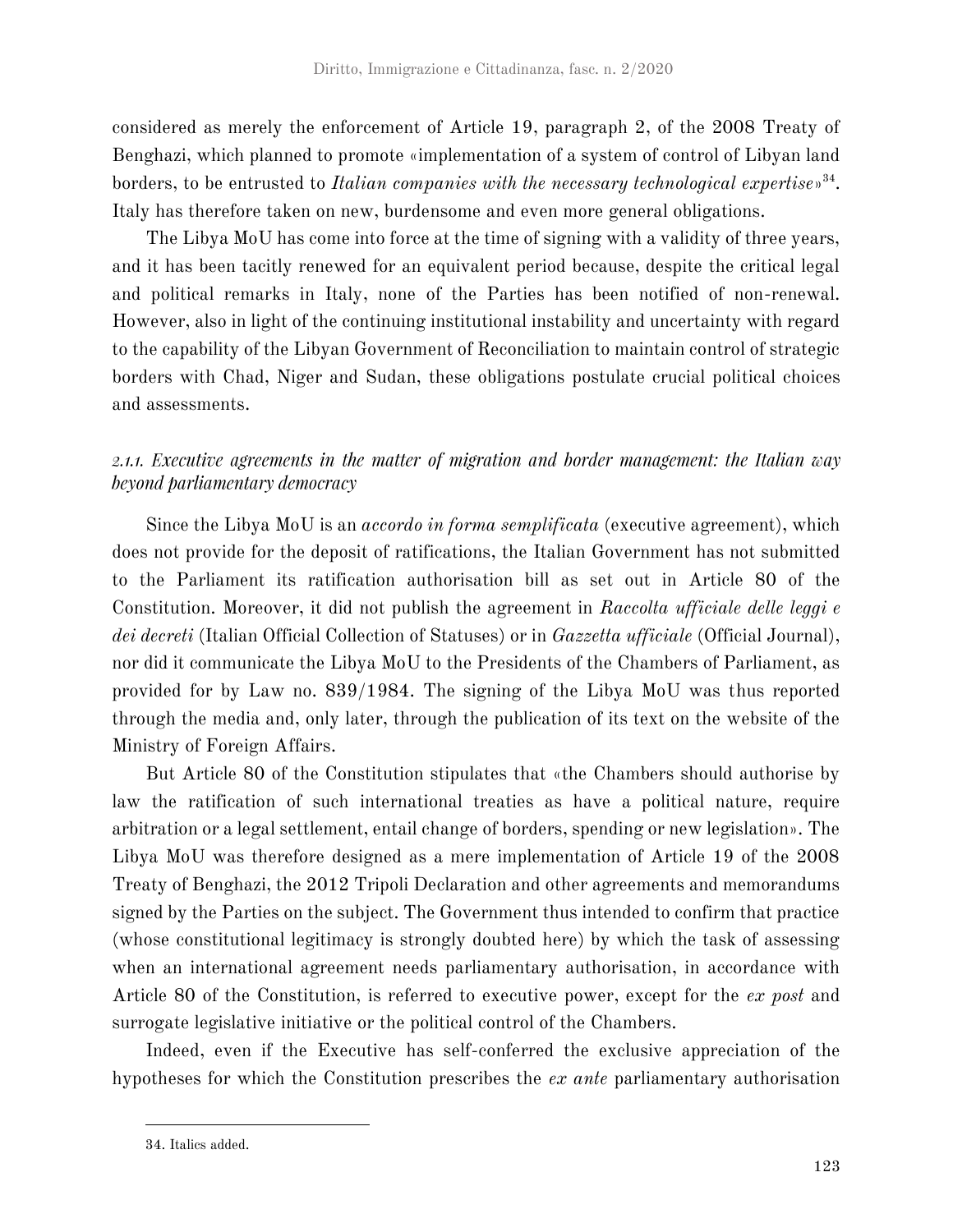considered as merely the enforcement of Article 19, paragraph 2, of the 2008 Treaty of Benghazi, which planned to promote «implementation of a system of control of Libyan land borders, to be entrusted to *Italian companies with the necessary technological expertise*»[34]. Italy has therefore taken on new, burdensome and even more general obligations.

The Libya MoU has come into force at the time of signing with a validity of three years, and it has been tacitly renewed for an equivalent period because, despite the critical legal and political remarks in Italy, none of the Parties has been notified of non-renewal. However, also in light of the continuing institutional instability and uncertainty with regard to the capability of the Libyan Government of Reconciliation to maintain control of strategic borders with Chad, Niger and Sudan, these obligations postulate crucial political choices and assessments.

### *2.1.1. Executive agreements in the matter of migration and border management: the Italian way beyond parliamentary democracy*

Since the Libya MoU is an *accordo in forma semplificata* (executive agreement), which does not provide for the deposit of ratifications, the Italian Government has not submitted to the Parliament its ratification authorisation bill as set out in Article 80 of the Constitution. Moreover, it did not publish the agreement in *Raccolta ufficiale delle leggi e dei decreti* (Italian Official Collection of Statuses) or in *Gazzetta ufficiale* (Official Journal), nor did it communicate the Libya MoU to the Presidents of the Chambers of Parliament, as provided for by Law no. 839/1984. The signing of the Libya MoU was thus reported through the media and, only later, through the publication of its text on the website of the Ministry of Foreign Affairs.

But Article 80 of the Constitution stipulates that «the Chambers should authorise by law the ratification of such international treaties as have a political nature, require arbitration or a legal settlement, entail change of borders, spending or new legislation». The Libya MoU was therefore designed as a mere implementation of Article 19 of the 2008 Treaty of Benghazi, the 2012 Tripoli Declaration and other agreements and memorandums signed by the Parties on the subject. The Government thus intended to confirm that practice (whose constitutional legitimacy is strongly doubted here) by which the task of assessing when an international agreement needs parliamentary authorisation, in accordance with Article 80 of the Constitution, is referred to executive power, except for the *ex post* and surrogate legislative initiative or the political control of the Chambers.

Indeed, even if the Executive has self-conferred the exclusive appreciation of the hypotheses for which the Constitution prescribes the *ex ante* parliamentary authorisation

---

34. Italics added.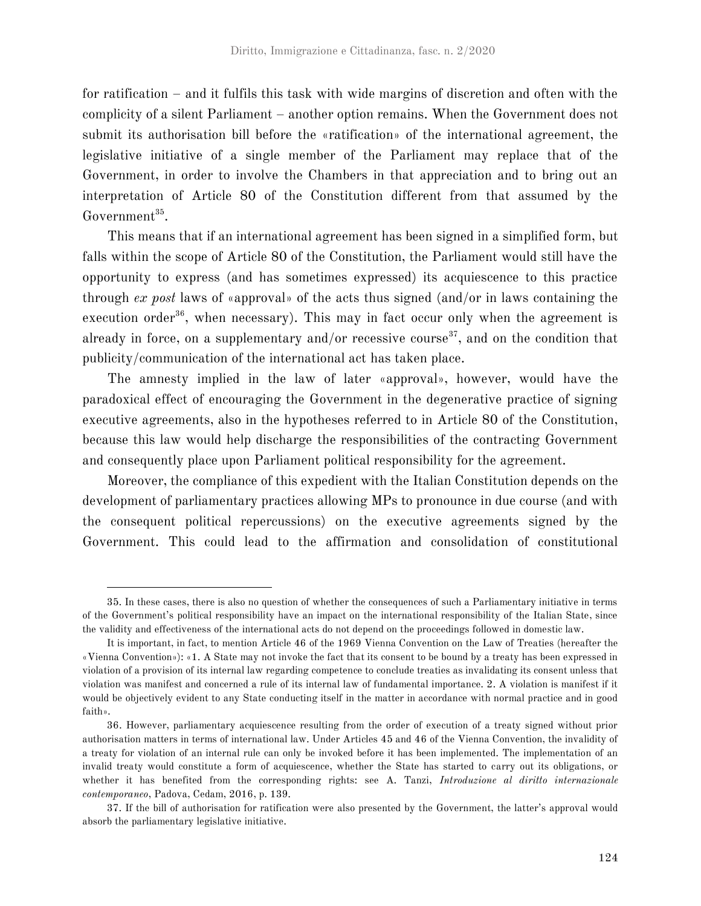for ratification – and it fulfils this task with wide margins of discretion and often with the complicity of a silent Parliament – another option remains. When the Government does not submit its authorisation bill before the «ratification» of the international agreement, the legislative initiative of a single member of the Parliament may replace that of the Government, in order to involve the Chambers in that appreciation and to bring out an interpretation of Article 80 of the Constitution different from that assumed by the Government[35].

This means that if an international agreement has been signed in a simplified form, but falls within the scope of Article 80 of the Constitution, the Parliament would still have the opportunity to express (and has sometimes expressed) its acquiescence to this practice through *ex post* laws of «approval» of the acts thus signed (and/or in laws containing the execution order[36], when necessary). This may in fact occur only when the agreement is already in force, on a supplementary and/or recessive course[37], and on the condition that publicity/communication of the international act has taken place.

The amnesty implied in the law of later «approval», however, would have the paradoxical effect of encouraging the Government in the degenerative practice of signing executive agreements, also in the hypotheses referred to in Article 80 of the Constitution, because this law would help discharge the responsibilities of the contracting Government and consequently place upon Parliament political responsibility for the agreement.

Moreover, the compliance of this expedient with the Italian Constitution depends on the development of parliamentary practices allowing MPs to pronounce in due course (and with the consequent political repercussions) on the executive agreements signed by the Government. This could lead to the affirmation and consolidation of constitutional

---

35. In these cases, there is also no question of whether the consequences of such a Parliamentary initiative in terms of the Government's political responsibility have an impact on the international responsibility of the Italian State, since the validity and effectiveness of the international acts do not depend on the proceedings followed in domestic law.

It is important, in fact, to mention Article 46 of the 1969 Vienna Convention on the Law of Treaties (hereafter the «Vienna Convention»): «1. A State may not invoke the fact that its consent to be bound by a treaty has been expressed in violation of a provision of its internal law regarding competence to conclude treaties as invalidating its consent unless that violation was manifest and concerned a rule of its internal law of fundamental importance. 2. A violation is manifest if it would be objectively evident to any State conducting itself in the matter in accordance with normal practice and in good faith».

36. However, parliamentary acquiescence resulting from the order of execution of a treaty signed without prior authorisation matters in terms of international law. Under Articles 45 and 46 of the Vienna Convention, the invalidity of a treaty for violation of an internal rule can only be invoked before it has been implemented. The implementation of an invalid treaty would constitute a form of acquiescence, whether the State has started to carry out its obligations, or whether it has benefited from the corresponding rights: see A. Tanzi, *Introduzione al diritto internazionale contemporaneo*, Padova, Cedam, 2016, p. 139.

37. If the bill of authorisation for ratification were also presented by the Government, the latter's approval would absorb the parliamentary legislative initiative.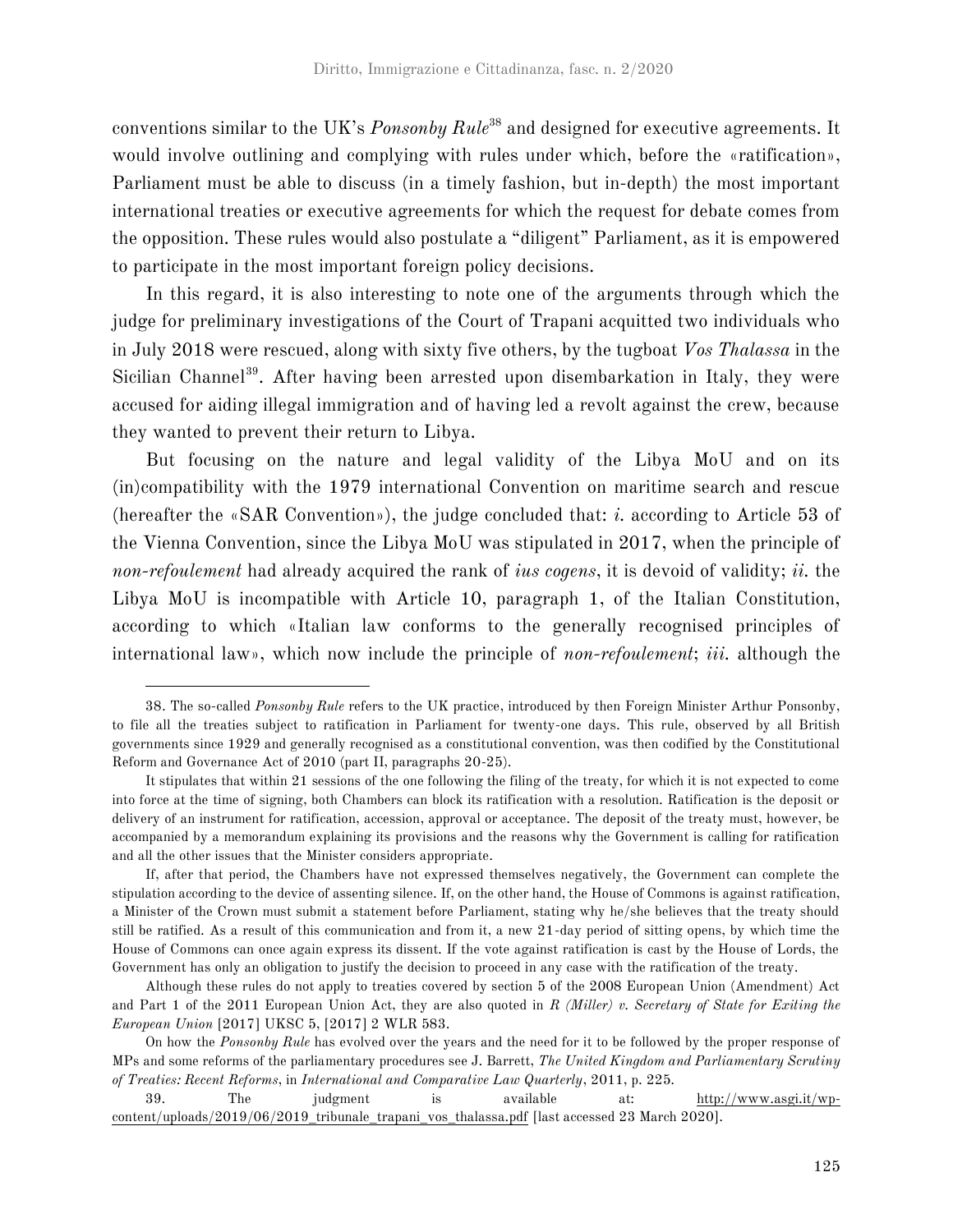conventions similar to the UK's *Ponsonby Rule*[38] and designed for executive agreements. It would involve outlining and complying with rules under which, before the «ratification», Parliament must be able to discuss (in a timely fashion, but in-depth) the most important international treaties or executive agreements for which the request for debate comes from the opposition. These rules would also postulate a "diligent" Parliament, as it is empowered to participate in the most important foreign policy decisions.

In this regard, it is also interesting to note one of the arguments through which the judge for preliminary investigations of the Court of Trapani acquitted two individuals who in July 2018 were rescued, along with sixty five others, by the tugboat *Vos Thalassa* in the Sicilian Channel[39]. After having been arrested upon disembarkation in Italy, they were accused for aiding illegal immigration and of having led a revolt against the crew, because they wanted to prevent their return to Libya.

But focusing on the nature and legal validity of the Libya MoU and on its (in)compatibility with the 1979 international Convention on maritime search and rescue (hereafter the «SAR Convention»), the judge concluded that: *i.* according to Article 53 of the Vienna Convention, since the Libya MoU was stipulated in 2017, when the principle of *non-refoulement* had already acquired the rank of *ius cogens*, it is devoid of validity; *ii.* the Libya MoU is incompatible with Article 10, paragraph 1, of the Italian Constitution, according to which «Italian law conforms to the generally recognised principles of international law», which now include the principle of *non-refoulement*; *iii.* although the

---

38. The so-called *Ponsonby Rule* refers to the UK practice, introduced by then Foreign Minister Arthur Ponsonby, to file all the treaties subject to ratification in Parliament for twenty-one days. This rule, observed by all British governments since 1929 and generally recognised as a constitutional convention, was then codified by the Constitutional Reform and Governance Act of 2010 (part II, paragraphs 20-25).

It stipulates that within 21 sessions of the one following the filing of the treaty, for which it is not expected to come into force at the time of signing, both Chambers can block its ratification with a resolution. Ratification is the deposit or delivery of an instrument for ratification, accession, approval or acceptance. The deposit of the treaty must, however, be accompanied by a memorandum explaining its provisions and the reasons why the Government is calling for ratification and all the other issues that the Minister considers appropriate.

If, after that period, the Chambers have not expressed themselves negatively, the Government can complete the stipulation according to the device of assenting silence. If, on the other hand, the House of Commons is against ratification, a Minister of the Crown must submit a statement before Parliament, stating why he/she believes that the treaty should still be ratified. As a result of this communication and from it, a new 21-day period of sitting opens, by which time the House of Commons can once again express its dissent. If the vote against ratification is cast by the House of Lords, the Government has only an obligation to justify the decision to proceed in any case with the ratification of the treaty.

Although these rules do not apply to treaties covered by section 5 of the 2008 European Union (Amendment) Act and Part 1 of the 2011 European Union Act, they are also quoted in *R (Miller) v. Secretary of State for Exiting the European Union* [2017] UKSC 5, [2017] 2 WLR 583.

On how the *Ponsonby Rule* has evolved over the years and the need for it to be followed by the proper response of MPs and some reforms of the parliamentary procedures see J. Barrett, *The United Kingdom and Parliamentary Scrutiny of Treaties: Recent Reforms*, in *International and Comparative Law Quarterly*, 2011, p. 225.

39. The judgment is available at: http://www.asgi.it/wp-content/uploads/2019/06/2019_tribunale_trapani_vos_thalassa.pdf [last accessed 23 March 2020].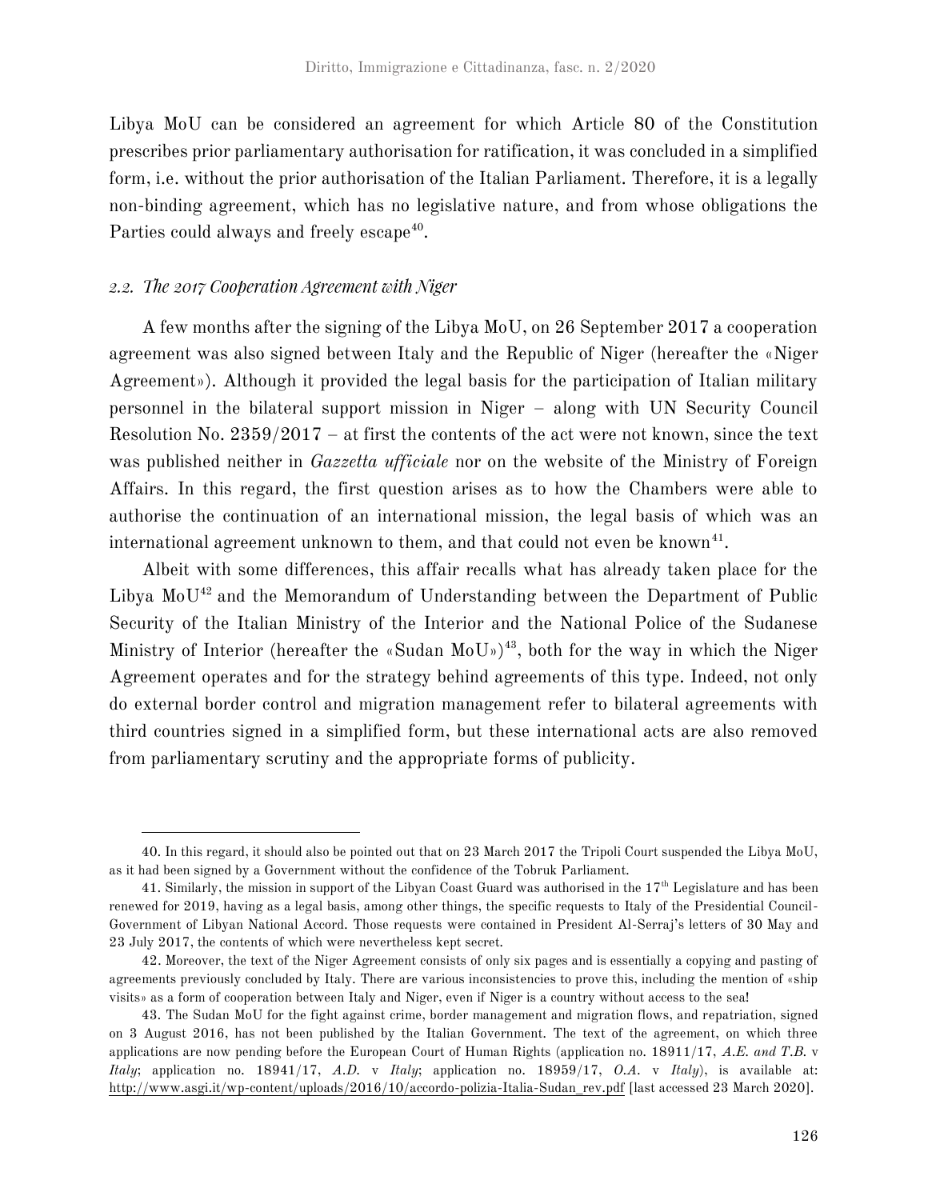Libya MoU can be considered an agreement for which Article 80 of the Constitution prescribes prior parliamentary authorisation for ratification, it was concluded in a simplified form, i.e. without the prior authorisation of the Italian Parliament. Therefore, it is a legally non-binding agreement, which has no legislative nature, and from whose obligations the Parties could always and freely escape[40].

### *2.2. The 2017 Cooperation Agreement with Niger*

A few months after the signing of the Libya MoU, on 26 September 2017 a cooperation agreement was also signed between Italy and the Republic of Niger (hereafter the «Niger Agreement»). Although it provided the legal basis for the participation of Italian military personnel in the bilateral support mission in Niger – along with UN Security Council Resolution No. 2359/2017 – at first the contents of the act were not known, since the text was published neither in *Gazzetta ufficiale* nor on the website of the Ministry of Foreign Affairs. In this regard, the first question arises as to how the Chambers were able to authorise the continuation of an international mission, the legal basis of which was an international agreement unknown to them, and that could not even be known[41].

Albeit with some differences, this affair recalls what has already taken place for the Libya MoU[42] and the Memorandum of Understanding between the Department of Public Security of the Italian Ministry of the Interior and the National Police of the Sudanese Ministry of Interior (hereafter the «Sudan MoU»)[43], both for the way in which the Niger Agreement operates and for the strategy behind agreements of this type. Indeed, not only do external border control and migration management refer to bilateral agreements with third countries signed in a simplified form, but these international acts are also removed from parliamentary scrutiny and the appropriate forms of publicity.

---

40. In this regard, it should also be pointed out that on 23 March 2017 the Tripoli Court suspended the Libya MoU, as it had been signed by a Government without the confidence of the Tobruk Parliament.

41. Similarly, the mission in support of the Libyan Coast Guard was authorised in the 17th Legislature and has been renewed for 2019, having as a legal basis, among other things, the specific requests to Italy of the Presidential Council-Government of Libyan National Accord. Those requests were contained in President Al-Serraj's letters of 30 May and 23 July 2017, the contents of which were nevertheless kept secret.

42. Moreover, the text of the Niger Agreement consists of only six pages and is essentially a copying and pasting of agreements previously concluded by Italy. There are various inconsistencies to prove this, including the mention of «ship visits» as a form of cooperation between Italy and Niger, even if Niger is a country without access to the sea!

43. The Sudan MoU for the fight against crime, border management and migration flows, and repatriation, signed on 3 August 2016, has not been published by the Italian Government. The text of the agreement, on which three applications are now pending before the European Court of Human Rights (application no. 18911/17, *A.E. and T.B.* v *Italy*; application no. 18941/17, *A.D.* v *Italy*; application no. 18959/17, *O.A.* v *Italy*), is available at: http://www.asgi.it/wp-content/uploads/2016/10/accordo-polizia-Italia-Sudan_rev.pdf [last accessed 23 March 2020].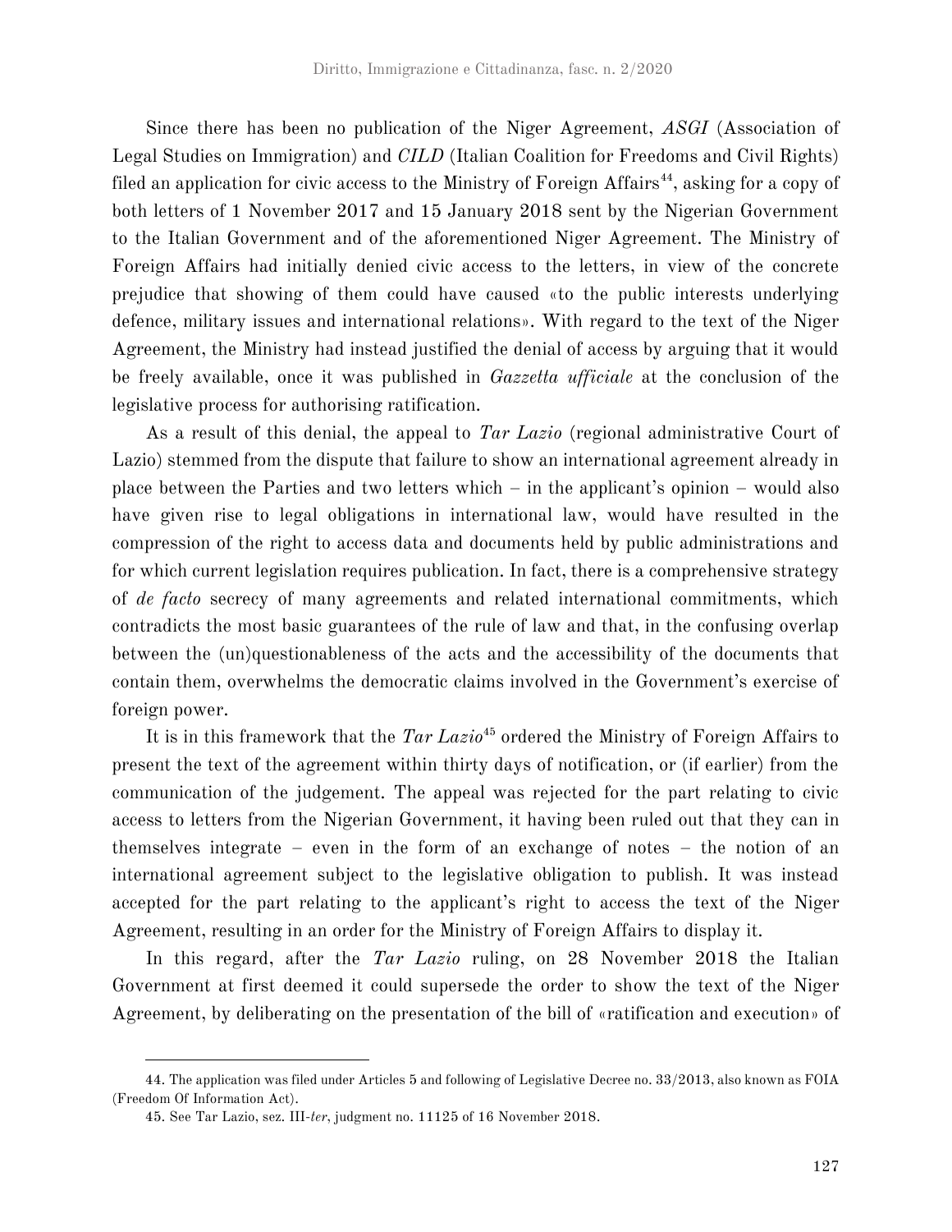Since there has been no publication of the Niger Agreement, *ASGI* (Association of Legal Studies on Immigration) and *CILD* (Italian Coalition for Freedoms and Civil Rights) filed an application for civic access to the Ministry of Foreign Affairs[44], asking for a copy of both letters of 1 November 2017 and 15 January 2018 sent by the Nigerian Government to the Italian Government and of the aforementioned Niger Agreement. The Ministry of Foreign Affairs had initially denied civic access to the letters, in view of the concrete prejudice that showing of them could have caused «to the public interests underlying defence, military issues and international relations». With regard to the text of the Niger Agreement, the Ministry had instead justified the denial of access by arguing that it would be freely available, once it was published in *Gazzetta ufficiale* at the conclusion of the legislative process for authorising ratification.

As a result of this denial, the appeal to *Tar Lazio* (regional administrative Court of Lazio) stemmed from the dispute that failure to show an international agreement already in place between the Parties and two letters which – in the applicant's opinion – would also have given rise to legal obligations in international law, would have resulted in the compression of the right to access data and documents held by public administrations and for which current legislation requires publication. In fact, there is a comprehensive strategy of *de facto* secrecy of many agreements and related international commitments, which contradicts the most basic guarantees of the rule of law and that, in the confusing overlap between the (un)questionableness of the acts and the accessibility of the documents that contain them, overwhelms the democratic claims involved in the Government's exercise of foreign power.

It is in this framework that the *Tar Lazio*[45] ordered the Ministry of Foreign Affairs to present the text of the agreement within thirty days of notification, or (if earlier) from the communication of the judgement. The appeal was rejected for the part relating to civic access to letters from the Nigerian Government, it having been ruled out that they can in themselves integrate – even in the form of an exchange of notes – the notion of an international agreement subject to the legislative obligation to publish. It was instead accepted for the part relating to the applicant's right to access the text of the Niger Agreement, resulting in an order for the Ministry of Foreign Affairs to display it.

In this regard, after the *Tar Lazio* ruling, on 28 November 2018 the Italian Government at first deemed it could supersede the order to show the text of the Niger Agreement, by deliberating on the presentation of the bill of «ratification and execution» of

---

44. The application was filed under Articles 5 and following of Legislative Decree no. 33/2013, also known as FOIA (Freedom Of Information Act).

45. See Tar Lazio, sez. III-*ter*, judgment no. 11125 of 16 November 2018.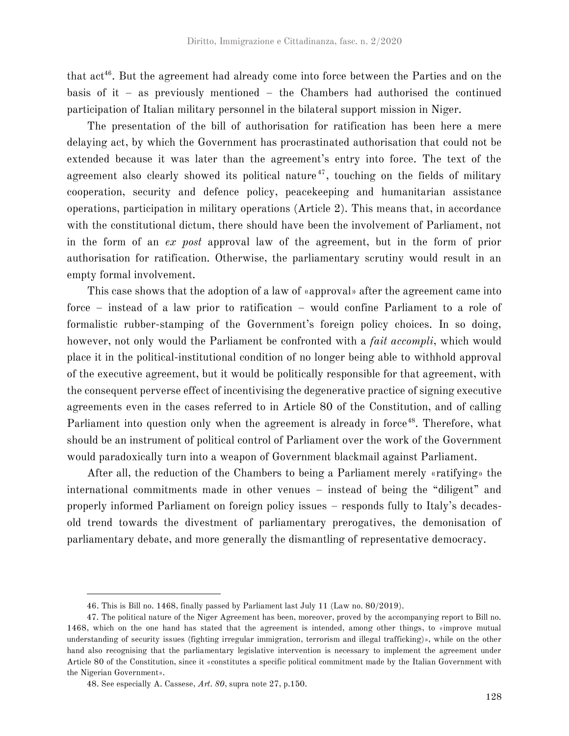that act[46]. But the agreement had already come into force between the Parties and on the basis of it – as previously mentioned – the Chambers had authorised the continued participation of Italian military personnel in the bilateral support mission in Niger.

The presentation of the bill of authorisation for ratification has been here a mere delaying act, by which the Government has procrastinated authorisation that could not be extended because it was later than the agreement's entry into force. The text of the agreement also clearly showed its political nature[47], touching on the fields of military cooperation, security and defence policy, peacekeeping and humanitarian assistance operations, participation in military operations (Article 2). This means that, in accordance with the constitutional dictum, there should have been the involvement of Parliament, not in the form of an *ex post* approval law of the agreement, but in the form of prior authorisation for ratification. Otherwise, the parliamentary scrutiny would result in an empty formal involvement.

This case shows that the adoption of a law of «approval» after the agreement came into force – instead of a law prior to ratification – would confine Parliament to a role of formalistic rubber-stamping of the Government's foreign policy choices. In so doing, however, not only would the Parliament be confronted with a *fait accompli*, which would place it in the political-institutional condition of no longer being able to withhold approval of the executive agreement, but it would be politically responsible for that agreement, with the consequent perverse effect of incentivising the degenerative practice of signing executive agreements even in the cases referred to in Article 80 of the Constitution, and of calling Parliament into question only when the agreement is already in force[48]. Therefore, what should be an instrument of political control of Parliament over the work of the Government would paradoxically turn into a weapon of Government blackmail against Parliament.

After all, the reduction of the Chambers to being a Parliament merely «ratifying» the international commitments made in other venues – instead of being the "diligent" and properly informed Parliament on foreign policy issues – responds fully to Italy's decades-old trend towards the divestment of parliamentary prerogatives, the demonisation of parliamentary debate, and more generally the dismantling of representative democracy.

---

46. This is Bill no. 1468, finally passed by Parliament last July 11 (Law no. 80/2019).

47. The political nature of the Niger Agreement has been, moreover, proved by the accompanying report to Bill no. 1468, which on the one hand has stated that the agreement is intended, among other things, to «improve mutual understanding of security issues (fighting irregular immigration, terrorism and illegal trafficking)», while on the other hand also recognising that the parliamentary legislative intervention is necessary to implement the agreement under Article 80 of the Constitution, since it «constitutes a specific political commitment made by the Italian Government with the Nigerian Government».

48. See especially A. Cassese, *Art. 80*, supra note 27, p.150.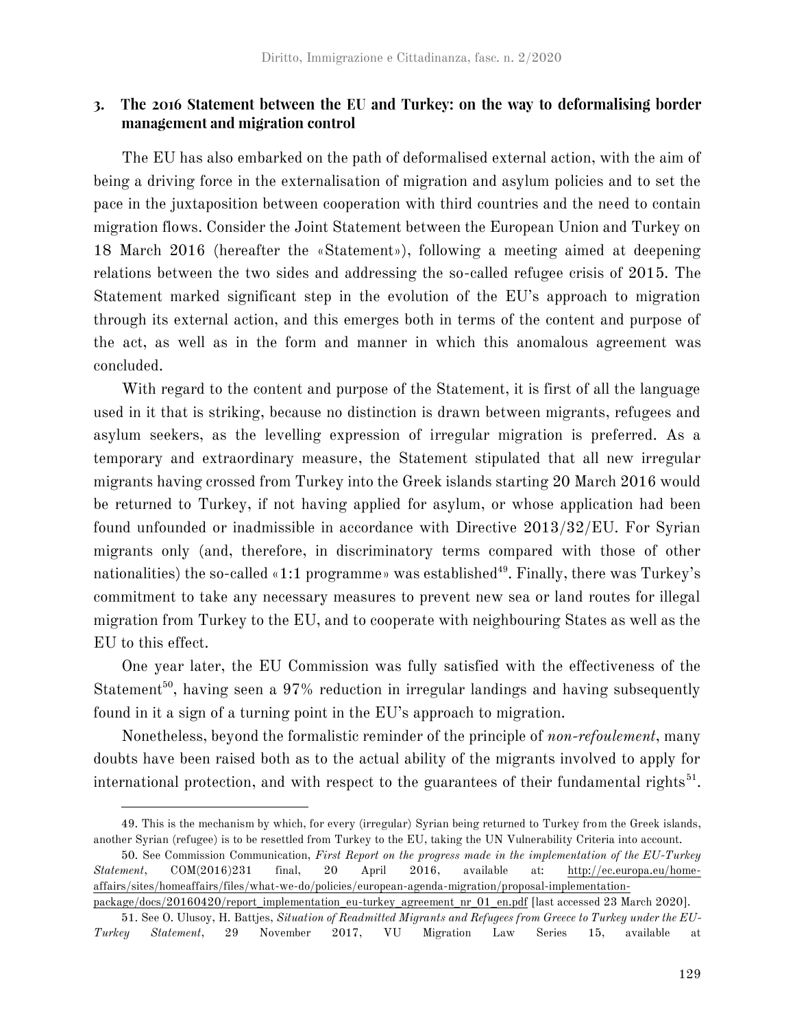## 3. The 2016 Statement between the EU and Turkey: on the way to deformalising border management and migration control

The EU has also embarked on the path of deformalised external action, with the aim of being a driving force in the externalisation of migration and asylum policies and to set the pace in the juxtaposition between cooperation with third countries and the need to contain migration flows. Consider the Joint Statement between the European Union and Turkey on 18 March 2016 (hereafter the «Statement»), following a meeting aimed at deepening relations between the two sides and addressing the so-called refugee crisis of 2015. The Statement marked significant step in the evolution of the EU's approach to migration through its external action, and this emerges both in terms of the content and purpose of the act, as well as in the form and manner in which this anomalous agreement was concluded.

With regard to the content and purpose of the Statement, it is first of all the language used in it that is striking, because no distinction is drawn between migrants, refugees and asylum seekers, as the levelling expression of irregular migration is preferred. As a temporary and extraordinary measure, the Statement stipulated that all new irregular migrants having crossed from Turkey into the Greek islands starting 20 March 2016 would be returned to Turkey, if not having applied for asylum, or whose application had been found unfounded or inadmissible in accordance with Directive 2013/32/EU. For Syrian migrants only (and, therefore, in discriminatory terms compared with those of other nationalities) the so-called «1:1 programme» was established[49]. Finally, there was Turkey's commitment to take any necessary measures to prevent new sea or land routes for illegal migration from Turkey to the EU, and to cooperate with neighbouring States as well as the EU to this effect.

One year later, the EU Commission was fully satisfied with the effectiveness of the Statement[50], having seen a 97% reduction in irregular landings and having subsequently found in it a sign of a turning point in the EU's approach to migration.

Nonetheless, beyond the formalistic reminder of the principle of *non-refoulement*, many doubts have been raised both as to the actual ability of the migrants involved to apply for international protection, and with respect to the guarantees of their fundamental rights[51].

---

49. This is the mechanism by which, for every (irregular) Syrian being returned to Turkey from the Greek islands, another Syrian (refugee) is to be resettled from Turkey to the EU, taking the UN Vulnerability Criteria into account.

50. See Commission Communication, *First Report on the progress made in the implementation of the EU-Turkey Statement*, COM(2016)231 final, 20 April 2016, available at: http://ec.europa.eu/home-affairs/sites/homeaffairs/files/what-we-do/policies/european-agenda-migration/proposal-implementation-package/docs/20160420/report_implementation_eu-turkey_agreement_nr_01_en.pdf [last accessed 23 March 2020].

51. See O. Ulusoy, H. Battjes, *Situation of Readmitted Migrants and Refugees from Greece to Turkey under the EU-Turkey Statement*, 29 November 2017, VU Migration Law Series 15, available at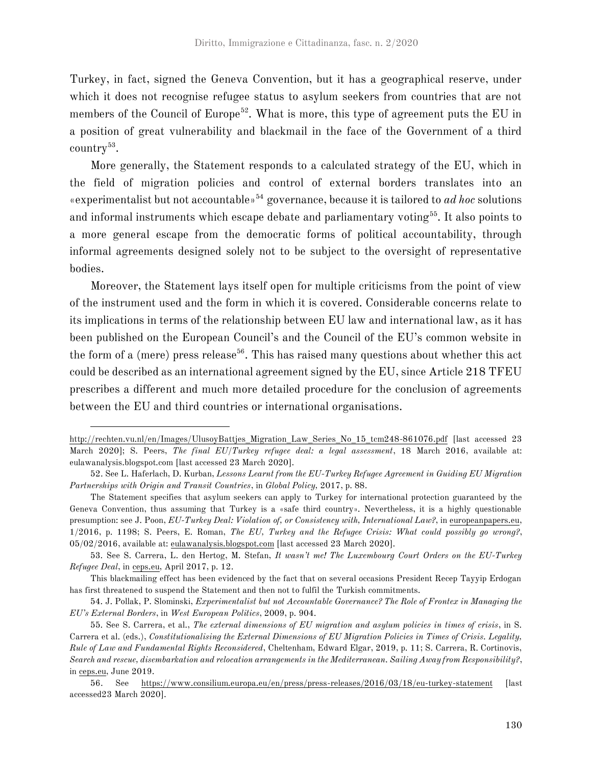Turkey, in fact, signed the Geneva Convention, but it has a geographical reserve, under which it does not recognise refugee status to asylum seekers from countries that are not members of the Council of Europe[52]. What is more, this type of agreement puts the EU in a position of great vulnerability and blackmail in the face of the Government of a third country[53].

More generally, the Statement responds to a calculated strategy of the EU, which in the field of migration policies and control of external borders translates into an «experimentalist but not accountable»[54] governance, because it is tailored to *ad hoc* solutions and informal instruments which escape debate and parliamentary voting[55]. It also points to a more general escape from the democratic forms of political accountability, through informal agreements designed solely not to be subject to the oversight of representative bodies.

Moreover, the Statement lays itself open for multiple criticisms from the point of view of the instrument used and the form in which it is covered. Considerable concerns relate to its implications in terms of the relationship between EU law and international law, as it has been published on the European Council's and the Council of the EU's common website in the form of a (mere) press release[56]. This has raised many questions about whether this act could be described as an international agreement signed by the EU, since Article 218 TFEU prescribes a different and much more detailed procedure for the conclusion of agreements between the EU and third countries or international organisations.

---

http://rechten.vu.nl/en/Images/UlusoyBattjes_Migration_Law_Series_No_15_tcm248-861076.pdf [last accessed 23 March 2020]; S. Peers, *The final EU/Turkey refugee deal: a legal assessment*, 18 March 2016, available at: eulawanalysis.blogspot.com [last accessed 23 March 2020].

52. See L. Haferlach, D. Kurban, *Lessons Learnt from the EU-Turkey Refugee Agreement in Guiding EU Migration Partnerships with Origin and Transit Countries*, in *Global Policy*, 2017, p. 88.

The Statement specifies that asylum seekers can apply to Turkey for international protection guaranteed by the Geneva Convention, thus assuming that Turkey is a «safe third country». Nevertheless, it is a highly questionable presumption: see J. Poon, *EU-Turkey Deal: Violation of, or Consistency with, International Law?*, in europeanpapers.eu, 1/2016, p. 1198; S. Peers, E. Roman, *The EU, Turkey and the Refugee Crisis: What could possibly go wrong?*, 05/02/2016, available at: eulawanalysis.blogspot.com [last accessed 23 March 2020].

53. See S. Carrera, L. den Hertog, M. Stefan, *It wasn't me! The Luxembourg Court Orders on the EU-Turkey Refugee Deal*, in ceps.eu, April 2017, p. 12.

This blackmailing effect has been evidenced by the fact that on several occasions President Recep Tayyip Erdogan has first threatened to suspend the Statement and then not to fulfil the Turkish commitments.

54. J. Pollak, P. Slominski, *Experimentalist but not Accountable Governance? The Role of Frontex in Managing the EU's External Borders*, in *West European Politics*, 2009, p. 904.

55. See S. Carrera, et al., *The external dimensions of EU migration and asylum policies in times of crisis*, in S. Carrera et al. (eds.), *Constitutionalising the External Dimensions of EU Migration Policies in Times of Crisis. Legality, Rule of Law and Fundamental Rights Reconsidered*, Cheltenham, Edward Elgar, 2019, p. 11; S. Carrera, R. Cortinovis, *Search and rescue, disembarkation and relocation arrangements in the Mediterranean. Sailing Away from Responsibility?*, in ceps.eu, June 2019.

56. See https://www.consilium.europa.eu/en/press/press-releases/2016/03/18/eu-turkey-statement [last accessed23 March 2020].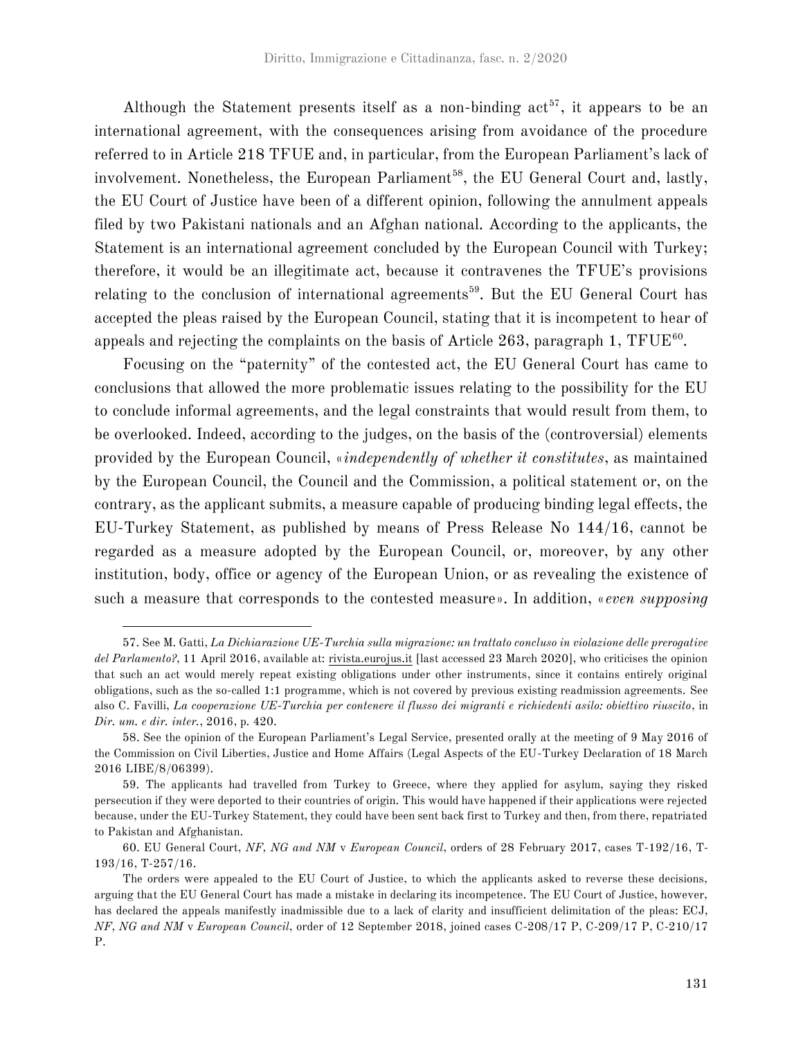Although the Statement presents itself as a non-binding act[57], it appears to be an international agreement, with the consequences arising from avoidance of the procedure referred to in Article 218 TFUE and, in particular, from the European Parliament's lack of involvement. Nonetheless, the European Parliament[58], the EU General Court and, lastly, the EU Court of Justice have been of a different opinion, following the annulment appeals filed by two Pakistani nationals and an Afghan national. According to the applicants, the Statement is an international agreement concluded by the European Council with Turkey; therefore, it would be an illegitimate act, because it contravenes the TFUE's provisions relating to the conclusion of international agreements[59]. But the EU General Court has accepted the pleas raised by the European Council, stating that it is incompetent to hear of appeals and rejecting the complaints on the basis of Article 263, paragraph 1, TFUE[60].

Focusing on the "paternity" of the contested act, the EU General Court has came to conclusions that allowed the more problematic issues relating to the possibility for the EU to conclude informal agreements, and the legal constraints that would result from them, to be overlooked. Indeed, according to the judges, on the basis of the (controversial) elements provided by the European Council, «*independently of whether it constitutes*, as maintained by the European Council, the Council and the Commission, a political statement or, on the contrary, as the applicant submits, a measure capable of producing binding legal effects, the EU-Turkey Statement, as published by means of Press Release No 144/16, cannot be regarded as a measure adopted by the European Council, or, moreover, by any other institution, body, office or agency of the European Union, or as revealing the existence of such a measure that corresponds to the contested measure». In addition, «*even supposing*

---

57. See M. Gatti, *La Dichiarazione UE-Turchia sulla migrazione: un trattato concluso in violazione delle prerogative del Parlamento?*, 11 April 2016, available at: rivista.eurojus.it [last accessed 23 March 2020], who criticises the opinion that such an act would merely repeat existing obligations under other instruments, since it contains entirely original obligations, such as the so-called 1:1 programme, which is not covered by previous existing readmission agreements. See also C. Favilli, *La cooperazione UE-Turchia per contenere il flusso dei migranti e richiedenti asilo: obiettivo riuscito*, in *Dir. um. e dir. inter.*, 2016, p. 420.

58. See the opinion of the European Parliament's Legal Service, presented orally at the meeting of 9 May 2016 of the Commission on Civil Liberties, Justice and Home Affairs (Legal Aspects of the EU-Turkey Declaration of 18 March 2016 LIBE/8/06399).

59. The applicants had travelled from Turkey to Greece, where they applied for asylum, saying they risked persecution if they were deported to their countries of origin. This would have happened if their applications were rejected because, under the EU-Turkey Statement, they could have been sent back first to Turkey and then, from there, repatriated to Pakistan and Afghanistan.

60. EU General Court, *NF, NG and NM* v *European Council*, orders of 28 February 2017, cases T-192/16, T-193/16, T-257/16.

The orders were appealed to the EU Court of Justice, to which the applicants asked to reverse these decisions, arguing that the EU General Court has made a mistake in declaring its incompetence. The EU Court of Justice, however, has declared the appeals manifestly inadmissible due to a lack of clarity and insufficient delimitation of the pleas: ECJ, *NF, NG and NM* v *European Council*, order of 12 September 2018, joined cases C-208/17 P, C-209/17 P, C-210/17 P.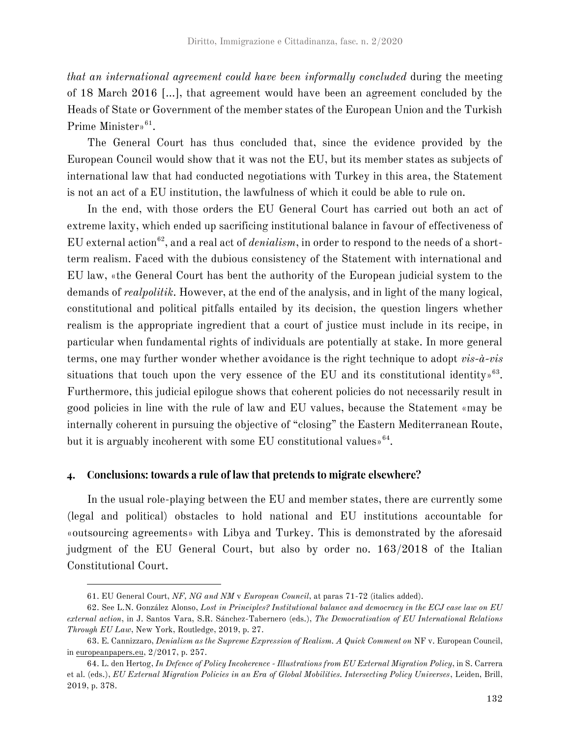*that an international agreement could have been informally concluded* during the meeting of 18 March 2016 [...], that agreement would have been an agreement concluded by the Heads of State or Government of the member states of the European Union and the Turkish Prime Minister»[61].

The General Court has thus concluded that, since the evidence provided by the European Council would show that it was not the EU, but its member states as subjects of international law that had conducted negotiations with Turkey in this area, the Statement is not an act of a EU institution, the lawfulness of which it could be able to rule on.

In the end, with those orders the EU General Court has carried out both an act of extreme laxity, which ended up sacrificing institutional balance in favour of effectiveness of EU external action[62], and a real act of *denialism*, in order to respond to the needs of a short-term realism. Faced with the dubious consistency of the Statement with international and EU law, «the General Court has bent the authority of the European judicial system to the demands of *realpolitik*. However, at the end of the analysis, and in light of the many logical, constitutional and political pitfalls entailed by its decision, the question lingers whether realism is the appropriate ingredient that a court of justice must include in its recipe, in particular when fundamental rights of individuals are potentially at stake. In more general terms, one may further wonder whether avoidance is the right technique to adopt *vis-à-vis* situations that touch upon the very essence of the EU and its constitutional identity»[63]. Furthermore, this judicial epilogue shows that coherent policies do not necessarily result in good policies in line with the rule of law and EU values, because the Statement «may be internally coherent in pursuing the objective of "closing" the Eastern Mediterranean Route, but it is arguably incoherent with some EU constitutional values»[64].

## 4. Conclusions: towards a rule of law that pretends to migrate elsewhere?

In the usual role-playing between the EU and member states, there are currently some (legal and political) obstacles to hold national and EU institutions accountable for «outsourcing agreements» with Libya and Turkey. This is demonstrated by the aforesaid judgment of the EU General Court, but also by order no. 163/2018 of the Italian Constitutional Court.

---

61. EU General Court, *NF, NG and NM* v *European Council*, at paras 71-72 (italics added).

62. See L.N. González Alonso, *Lost in Principles? Institutional balance and democracy in the ECJ case law on EU external action*, in J. Santos Vara, S.R. Sánchez-Tabernero (eds.), *The Democratisation of EU International Relations Through EU Law*, New York, Routledge, 2019, p. 27.

63. E. Cannizzaro, *Denialism as the Supreme Expression of Realism. A Quick Comment on* NF v. European Council, in europeanpapers.eu, 2/2017, p. 257.

64. L. den Hertog, *In Defence of Policy Incoherence - Illustrations from EU External Migration Policy*, in S. Carrera et al. (eds.), *EU External Migration Policies in an Era of Global Mobilities. Intersecting Policy Universes*, Leiden, Brill, 2019, p. 378.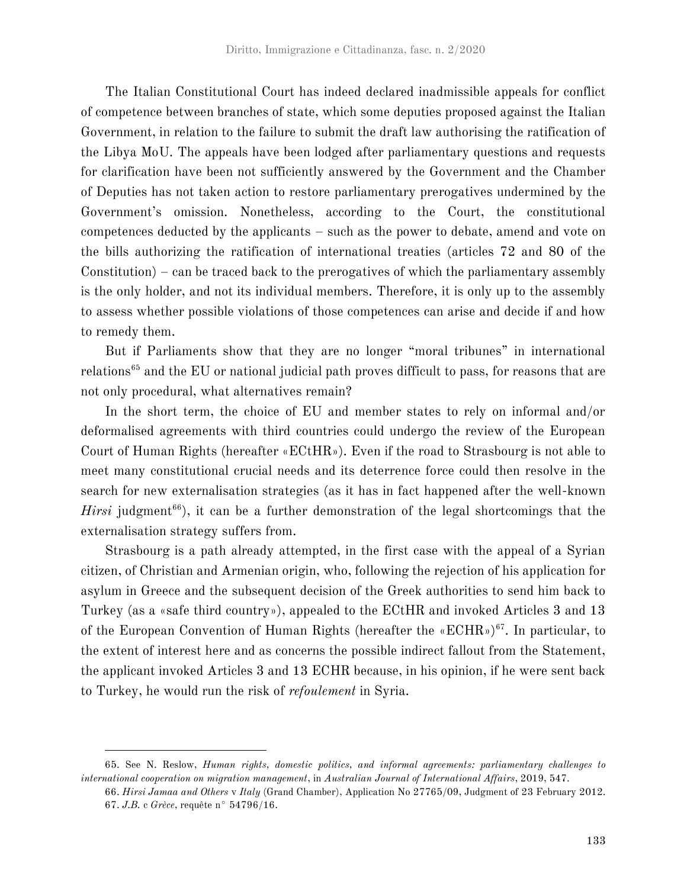The Italian Constitutional Court has indeed declared inadmissible appeals for conflict of competence between branches of state, which some deputies proposed against the Italian Government, in relation to the failure to submit the draft law authorising the ratification of the Libya MoU. The appeals have been lodged after parliamentary questions and requests for clarification have been not sufficiently answered by the Government and the Chamber of Deputies has not taken action to restore parliamentary prerogatives undermined by the Government's omission. Nonetheless, according to the Court, the constitutional competences deducted by the applicants – such as the power to debate, amend and vote on the bills authorizing the ratification of international treaties (articles 72 and 80 of the Constitution) – can be traced back to the prerogatives of which the parliamentary assembly is the only holder, and not its individual members. Therefore, it is only up to the assembly to assess whether possible violations of those competences can arise and decide if and how to remedy them.

But if Parliaments show that they are no longer "moral tribunes" in international relations[65] and the EU or national judicial path proves difficult to pass, for reasons that are not only procedural, what alternatives remain?

In the short term, the choice of EU and member states to rely on informal and/or deformalised agreements with third countries could undergo the review of the European Court of Human Rights (hereafter «ECtHR»). Even if the road to Strasbourg is not able to meet many constitutional crucial needs and its deterrence force could then resolve in the search for new externalisation strategies (as it has in fact happened after the well-known *Hirsi* judgment[66]), it can be a further demonstration of the legal shortcomings that the externalisation strategy suffers from.

Strasbourg is a path already attempted, in the first case with the appeal of a Syrian citizen, of Christian and Armenian origin, who, following the rejection of his application for asylum in Greece and the subsequent decision of the Greek authorities to send him back to Turkey (as a «safe third country»), appealed to the ECtHR and invoked Articles 3 and 13 of the European Convention of Human Rights (hereafter the «ECHR»)[67]. In particular, to the extent of interest here and as concerns the possible indirect fallout from the Statement, the applicant invoked Articles 3 and 13 ECHR because, in his opinion, if he were sent back to Turkey, he would run the risk of *refoulement* in Syria.

---

65. See N. Reslow, *Human rights, domestic politics, and informal agreements: parliamentary challenges to international cooperation on migration management*, in *Australian Journal of International Affairs*, 2019, 547.

66. *Hirsi Jamaa and Others* v *Italy* (Grand Chamber), Application No 27765/09, Judgment of 23 February 2012.

67. *J.B.* c *Grèce*, requête n° 54796/16.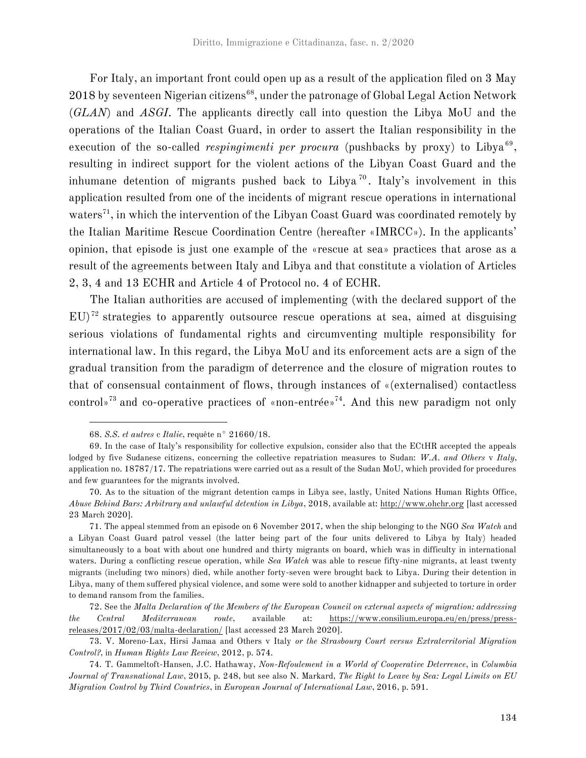For Italy, an important front could open up as a result of the application filed on 3 May 2018 by seventeen Nigerian citizens[68], under the patronage of Global Legal Action Network (*GLAN*) and *ASGI*. The applicants directly call into question the Libya MoU and the operations of the Italian Coast Guard, in order to assert the Italian responsibility in the execution of the so-called *respingimenti per procura* (pushbacks by proxy) to Libya[69], resulting in indirect support for the violent actions of the Libyan Coast Guard and the inhumane detention of migrants pushed back to Libya[70]. Italy's involvement in this application resulted from one of the incidents of migrant rescue operations in international waters[71], in which the intervention of the Libyan Coast Guard was coordinated remotely by the Italian Maritime Rescue Coordination Centre (hereafter «IMRCC»). In the applicants' opinion, that episode is just one example of the «rescue at sea» practices that arose as a result of the agreements between Italy and Libya and that constitute a violation of Articles 2, 3, 4 and 13 ECHR and Article 4 of Protocol no. 4 of ECHR.

The Italian authorities are accused of implementing (with the declared support of the EU)[72] strategies to apparently outsource rescue operations at sea, aimed at disguising serious violations of fundamental rights and circumventing multiple responsibility for international law. In this regard, the Libya MoU and its enforcement acts are a sign of the gradual transition from the paradigm of deterrence and the closure of migration routes to that of consensual containment of flows, through instances of «(externalised) contactless control»[73] and co-operative practices of «non-entrée»[74]. And this new paradigm not only

---

68. *S.S. et autres* c *Italie*, requête n° 21660/18.

69. In the case of Italy's responsibility for collective expulsion, consider also that the ECtHR accepted the appeals lodged by five Sudanese citizens, concerning the collective repatriation measures to Sudan: *W.A. and Others* v *Italy*, application no. 18787/17. The repatriations were carried out as a result of the Sudan MoU, which provided for procedures and few guarantees for the migrants involved.

70. As to the situation of the migrant detention camps in Libya see, lastly, United Nations Human Rights Office, *Abuse Behind Bars: Arbitrary and unlawful detention in Libya*, 2018, available at: http://www.ohchr.org [last accessed 23 March 2020].

71. The appeal stemmed from an episode on 6 November 2017, when the ship belonging to the NGO *Sea Watch* and a Libyan Coast Guard patrol vessel (the latter being part of the four units delivered to Libya by Italy) headed simultaneously to a boat with about one hundred and thirty migrants on board, which was in difficulty in international waters. During a conflicting rescue operation, while *Sea Watch* was able to rescue fifty-nine migrants, at least twenty migrants (including two minors) died, while another forty-seven were brought back to Libya. During their detention in Libya, many of them suffered physical violence, and some were sold to another kidnapper and subjected to torture in order to demand ransom from the families.

72. See the *Malta Declaration of the Members of the European Council on external aspects of migration: addressing the Central Mediterranean route*, available at: https://www.consilium.europa.eu/en/press/press-releases/2017/02/03/malta-declaration/ [last accessed 23 March 2020].

73. V. Moreno-Lax, Hirsi Jamaa and Others v Italy *or the Strasbourg Court versus Extraterritorial Migration Control?*, in *Human Rights Law Review*, 2012, p. 574.

74. T. Gammeltoft-Hansen, J.C. Hathaway, *Non-Refoulement in a World of Cooperative Deterrence*, in *Columbia Journal of Transnational Law*, 2015, p. 248, but see also N. Markard, *The Right to Leave by Sea: Legal Limits on EU Migration Control by Third Countries*, in *European Journal of International Law*, 2016, p. 591.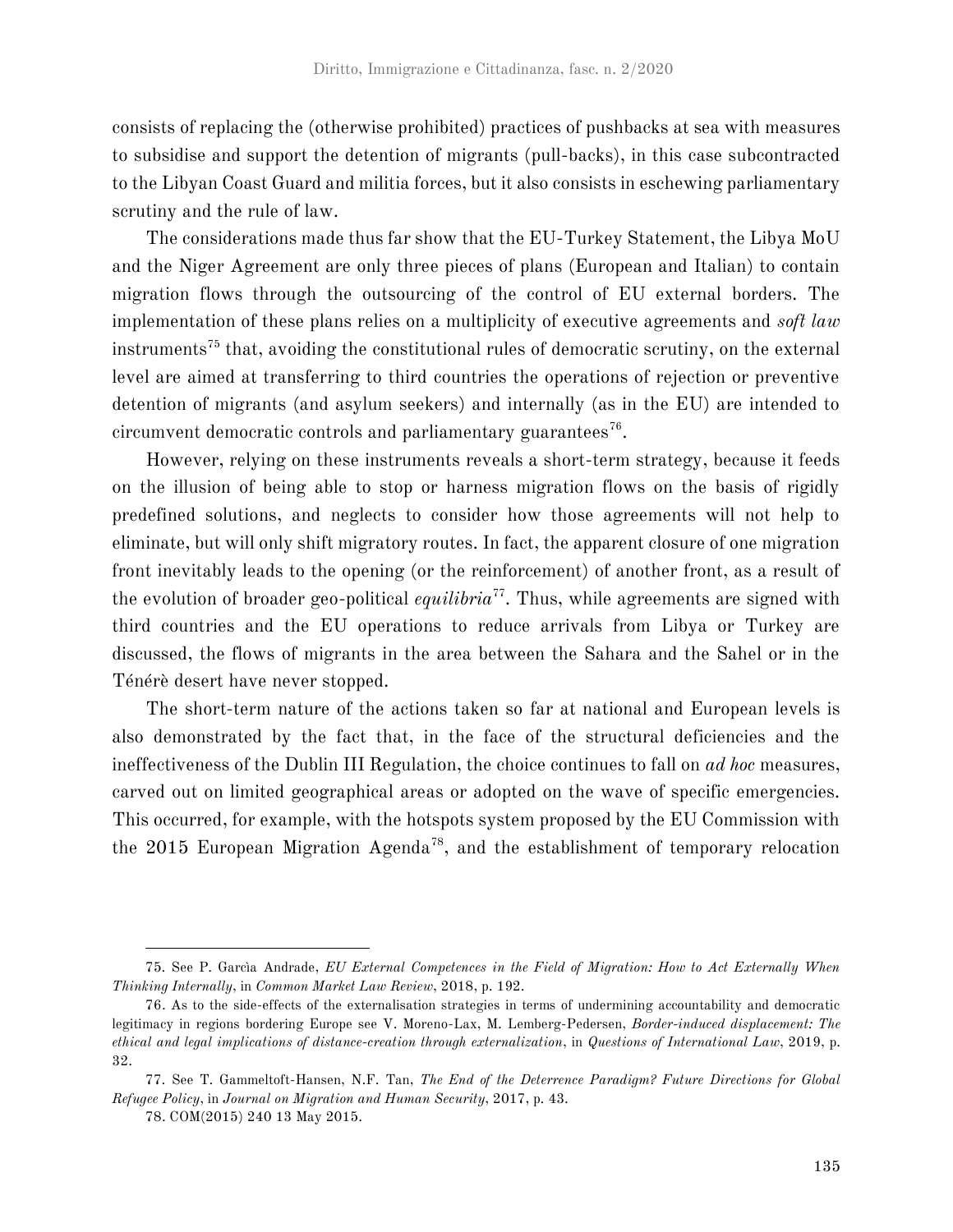consists of replacing the (otherwise prohibited) practices of pushbacks at sea with measures to subsidise and support the detention of migrants (pull-backs), in this case subcontracted to the Libyan Coast Guard and militia forces, but it also consists in eschewing parliamentary scrutiny and the rule of law.

The considerations made thus far show that the EU-Turkey Statement, the Libya MoU and the Niger Agreement are only three pieces of plans (European and Italian) to contain migration flows through the outsourcing of the control of EU external borders. The implementation of these plans relies on a multiplicity of executive agreements and *soft law* instruments[75] that, avoiding the constitutional rules of democratic scrutiny, on the external level are aimed at transferring to third countries the operations of rejection or preventive detention of migrants (and asylum seekers) and internally (as in the EU) are intended to circumvent democratic controls and parliamentary guarantees[76].

However, relying on these instruments reveals a short-term strategy, because it feeds on the illusion of being able to stop or harness migration flows on the basis of rigidly predefined solutions, and neglects to consider how those agreements will not help to eliminate, but will only shift migratory routes. In fact, the apparent closure of one migration front inevitably leads to the opening (or the reinforcement) of another front, as a result of the evolution of broader geo-political *equilibria*[77]. Thus, while agreements are signed with third countries and the EU operations to reduce arrivals from Libya or Turkey are discussed, the flows of migrants in the area between the Sahara and the Sahel or in the Ténérè desert have never stopped.

The short-term nature of the actions taken so far at national and European levels is also demonstrated by the fact that, in the face of the structural deficiencies and the ineffectiveness of the Dublin III Regulation, the choice continues to fall on *ad hoc* measures, carved out on limited geographical areas or adopted on the wave of specific emergencies. This occurred, for example, with the hotspots system proposed by the EU Commission with the 2015 European Migration Agenda[78], and the establishment of temporary relocation

---

75. See P. Garcìa Andrade, *EU External Competences in the Field of Migration: How to Act Externally When Thinking Internally*, in *Common Market Law Review*, 2018, p. 192.

76. As to the side-effects of the externalisation strategies in terms of undermining accountability and democratic legitimacy in regions bordering Europe see V. Moreno-Lax, M. Lemberg-Pedersen, *Border-induced displacement: The ethical and legal implications of distance-creation through externalization*, in *Questions of International Law*, 2019, p. 32.

77. See T. Gammeltoft-Hansen, N.F. Tan, *The End of the Deterrence Paradigm? Future Directions for Global Refugee Policy*, in *Journal on Migration and Human Security*, 2017, p. 43.

78. COM(2015) 240 13 May 2015.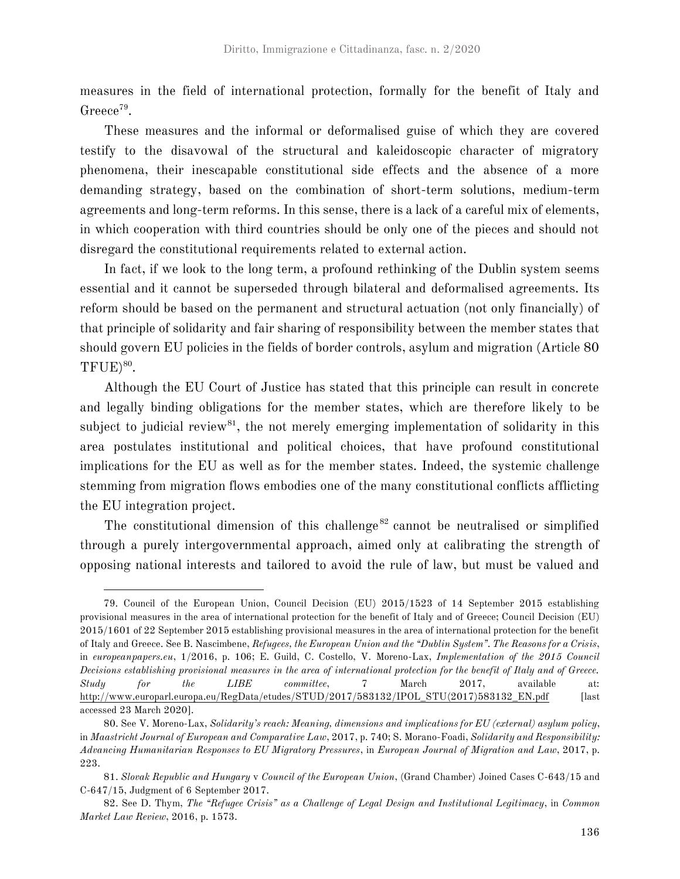measures in the field of international protection, formally for the benefit of Italy and Greece[79].

These measures and the informal or deformalised guise of which they are covered testify to the disavowal of the structural and kaleidoscopic character of migratory phenomena, their inescapable constitutional side effects and the absence of a more demanding strategy, based on the combination of short-term solutions, medium-term agreements and long-term reforms. In this sense, there is a lack of a careful mix of elements, in which cooperation with third countries should be only one of the pieces and should not disregard the constitutional requirements related to external action.

In fact, if we look to the long term, a profound rethinking of the Dublin system seems essential and it cannot be superseded through bilateral and deformalised agreements. Its reform should be based on the permanent and structural actuation (not only financially) of that principle of solidarity and fair sharing of responsibility between the member states that should govern EU policies in the fields of border controls, asylum and migration (Article 80 TFUE)[80].

Although the EU Court of Justice has stated that this principle can result in concrete and legally binding obligations for the member states, which are therefore likely to be subject to judicial review[81], the not merely emerging implementation of solidarity in this area postulates institutional and political choices, that have profound constitutional implications for the EU as well as for the member states. Indeed, the systemic challenge stemming from migration flows embodies one of the many constitutional conflicts afflicting the EU integration project.

The constitutional dimension of this challenge[82] cannot be neutralised or simplified through a purely intergovernmental approach, aimed only at calibrating the strength of opposing national interests and tailored to avoid the rule of law, but must be valued and

---

79. Council of the European Union, Council Decision (EU) 2015/1523 of 14 September 2015 establishing provisional measures in the area of international protection for the benefit of Italy and of Greece; Council Decision (EU) 2015/1601 of 22 September 2015 establishing provisional measures in the area of international protection for the benefit of Italy and Greece. See B. Nascimbene, *Refugees, the European Union and the "Dublin System". The Reasons for a Crisis*, in *europeanpapers.eu*, 1/2016, p. 106; E. Guild, C. Costello, V. Moreno-Lax, *Implementation of the 2015 Council Decisions establishing provisional measures in the area of international protection for the benefit of Italy and of Greece. Study for the LIBE committee*, 7 March 2017, available at: http://www.europarl.europa.eu/RegData/etudes/STUD/2017/583132/IPOL_STU(2017)583132_EN.pdf [last accessed 23 March 2020].

80. See V. Moreno-Lax, *Solidarity's reach: Meaning, dimensions and implications for EU (external) asylum policy*, in *Maastricht Journal of European and Comparative Law*, 2017, p. 740; S. Morano-Foadi, *Solidarity and Responsibility: Advancing Humanitarian Responses to EU Migratory Pressures*, in *European Journal of Migration and Law*, 2017, p. 223.

81. *Slovak Republic and Hungary* v *Council of the European Union*, (Grand Chamber) Joined Cases C-643/15 and C-647/15, Judgment of 6 September 2017.

82. See D. Thym, *The "Refugee Crisis" as a Challenge of Legal Design and Institutional Legitimacy*, in *Common Market Law Review*, 2016, p. 1573.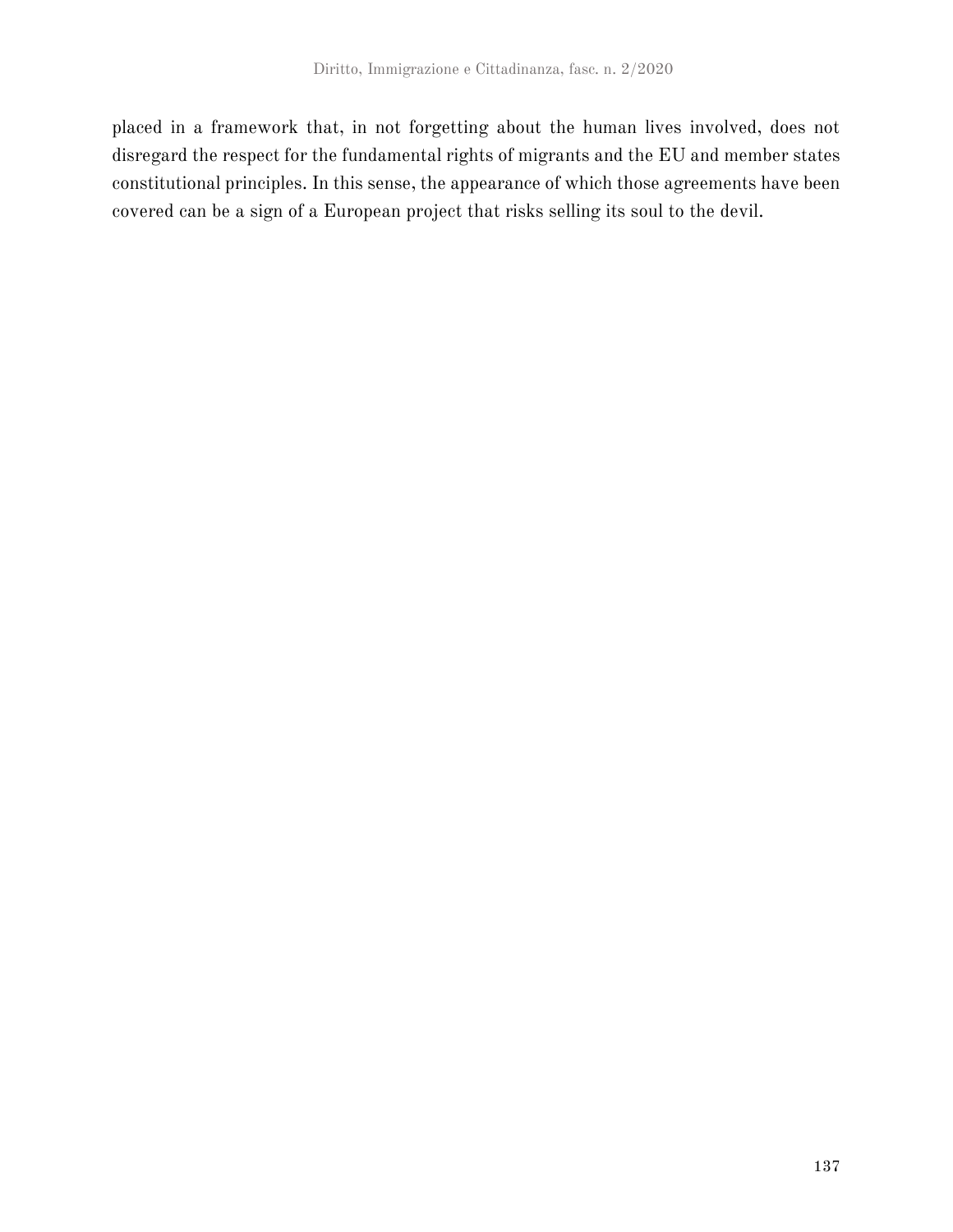placed in a framework that, in not forgetting about the human lives involved, does not disregard the respect for the fundamental rights of migrants and the EU and member states constitutional principles. In this sense, the appearance of which those agreements have been covered can be a sign of a European project that risks selling its soul to the devil.